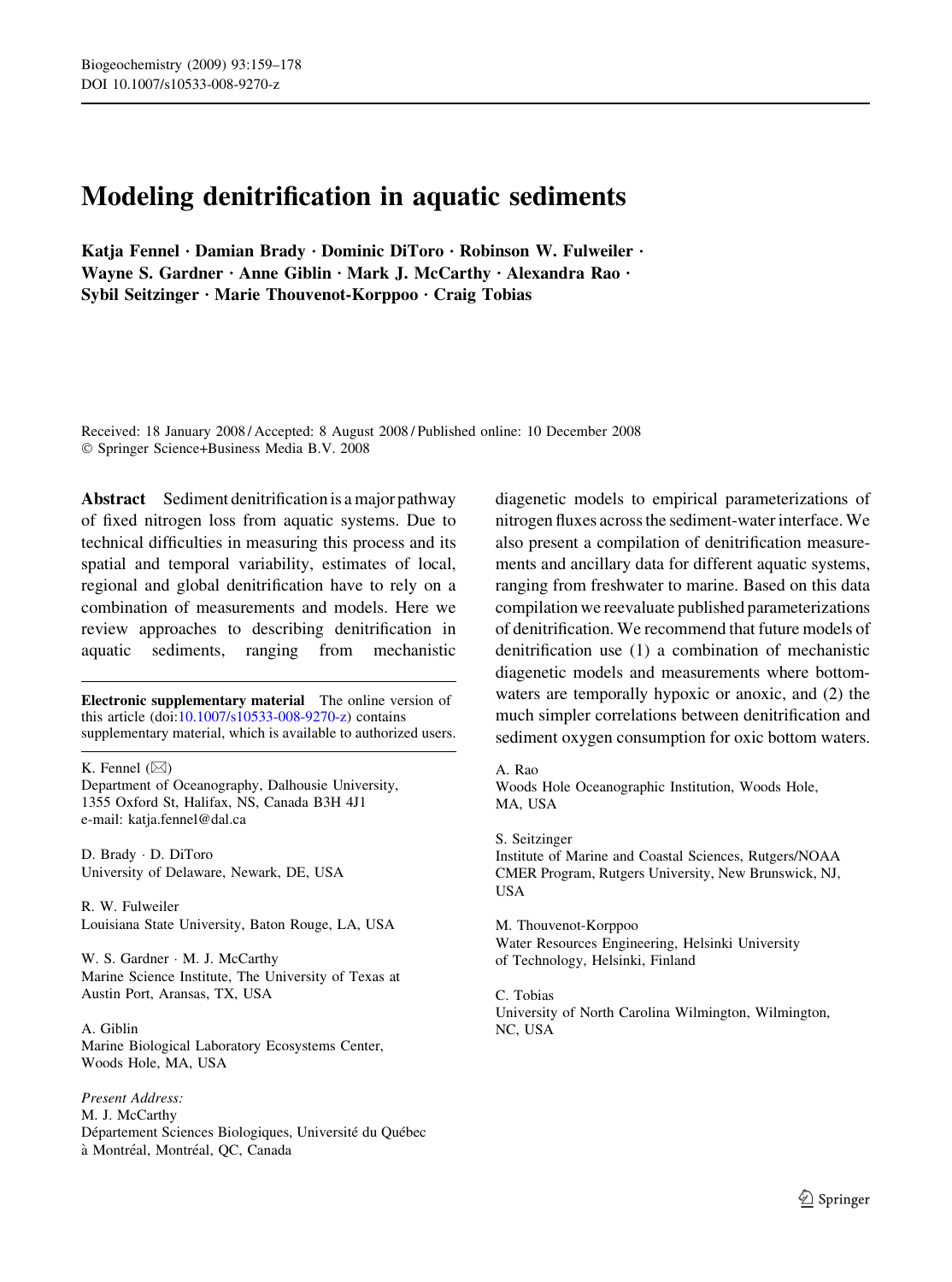# Modeling denitrification in aquatic sediments

**Katja Fennel · Damian Brady · Dominic DiToro · Robinson W. Fulweiler · Wayne S. Gardner · Anne Giblin · Mark J. McCarthy · Alexandra Rao · Sybil Seitzinger · Marie Thouvenot-Korppoo · Craig Tobias**

Received: 18 January 2008 / Accepted: 8 August 2008 / Published online: 10 December 2008
© Springer Science+Business Media B.V. 2008

**Abstract** Sediment denitrification is a major pathway of fixed nitrogen loss from aquatic systems. Due to technical difficulties in measuring this process and its spatial and temporal variability, estimates of local, regional and global denitrification have to rely on a combination of measurements and models. Here we review approaches to describing denitrification in aquatic sediments, ranging from mechanistic diagenetic models to empirical parameterizations of nitrogen fluxes across the sediment-water interface. We also present a compilation of denitrification measurements and ancillary data for different aquatic systems, ranging from freshwater to marine. Based on this data compilation we reevaluate published parameterizations of denitrification. We recommend that future models of denitrification use (1) a combination of mechanistic diagenetic models and measurements where bottom-waters are temporally hypoxic or anoxic, and (2) the much simpler correlations between denitrification and sediment oxygen consumption for oxic bottom waters.

**Electronic supplementary material** The online version of this article (doi:10.1007/s10533-008-9270-z) contains supplementary material, which is available to authorized users.

K. Fennel (✉)
Department of Oceanography, Dalhousie University, 1355 Oxford St, Halifax, NS, Canada B3H 4J1
e-mail: katja.fennel@dal.ca

D. Brady · D. DiToro
University of Delaware, Newark, DE, USA

R. W. Fulweiler
Louisiana State University, Baton Rouge, LA, USA

W. S. Gardner · M. J. McCarthy
Marine Science Institute, The University of Texas at Austin Port, Aransas, TX, USA

A. Giblin
Marine Biological Laboratory Ecosystems Center, Woods Hole, MA, USA

*Present Address:*
M. J. McCarthy
Départment Sciences Biologiques, Université du Québec à Montréal, Montréal, QC, Canada

A. Rao
Woods Hole Oceanographic Institution, Woods Hole, MA, USA

S. Seitzinger
Institute of Marine and Coastal Sciences, Rutgers/NOAA CMER Program, Rutgers University, New Brunswick, NJ, USA

M. Thouvenot-Korppoo
Water Resources Engineering, Helsinki University of Technology, Helsinki, Finland

C. Tobias
University of North Carolina Wilmington, Wilmington, NC, USA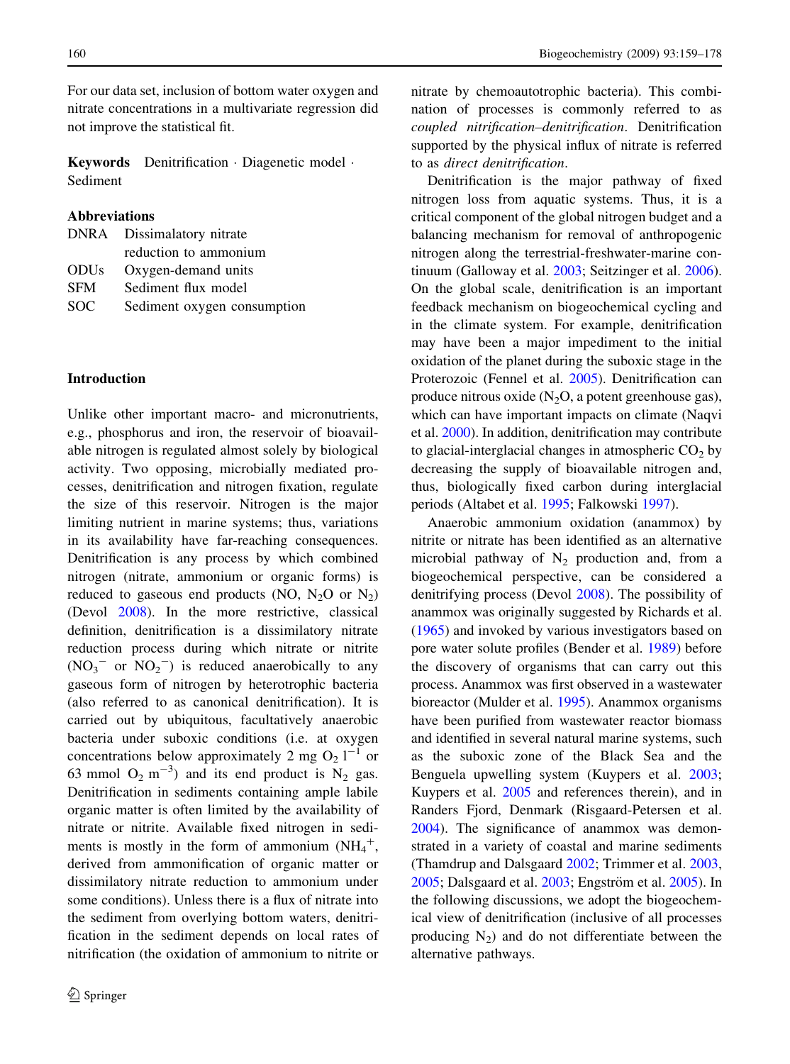For our data set, inclusion of bottom water oxygen and nitrate concentrations in a multivariate regression did not improve the statistical fit.

**Keywords** Denitrification · Diagenetic model · Sediment

**Abbreviations**

| | |
|---|---|
| DNRA | Dissimalatory nitrate reduction to ammonium |
| ODUs | Oxygen-demand units |
| SFM | Sediment flux model |
| SOC | Sediment oxygen consumption |

## Introduction

Unlike other important macro- and micronutrients, e.g., phosphorus and iron, the reservoir of bioavailable nitrogen is regulated almost solely by biological activity. Two opposing, microbially mediated processes, denitrification and nitrogen fixation, regulate the size of this reservoir. Nitrogen is the major limiting nutrient in marine systems; thus, variations in its availability have far-reaching consequences. Denitrification is any process by which combined nitrogen (nitrate, ammonium or organic forms) is reduced to gaseous end products (NO, $N_2O$ or $N_2$) (Devol 2008). In the more restrictive, classical definition, denitrification is a dissimilatory nitrate reduction process during which nitrate or nitrite ($NO_3^-$ or $NO_2^-$) is reduced anaerobically to any gaseous form of nitrogen by heterotrophic bacteria (also referred to as canonical denitrification). It is carried out by ubiquitous, facultatively anaerobic bacteria under suboxic conditions (i.e. at oxygen concentrations below approximately 2 mg $O_2$ $l^{-1}$ or 63 mmol $O_2$ $m^{-3}$) and its end product is $N_2$ gas. Denitrification in sediments containing ample labile organic matter is often limited by the availability of nitrate or nitrite. Available fixed nitrogen in sediments is mostly in the form of ammonium ($NH_4^+$, derived from ammonification of organic matter or dissimilatory nitrate reduction to ammonium under some conditions). Unless there is a flux of nitrate into the sediment from overlying bottom waters, denitrification in the sediment depends on local rates of nitrification (the oxidation of ammonium to nitrite or nitrate by chemoautotrophic bacteria). This combination of processes is commonly referred to as *coupled nitrification–denitrification*. Denitrification supported by the physical influx of nitrate is referred to as *direct denitrification*.

Denitrification is the major pathway of fixed nitrogen loss from aquatic systems. Thus, it is a critical component of the global nitrogen budget and a balancing mechanism for removal of anthropogenic nitrogen along the terrestrial-freshwater-marine continuum (Galloway et al. 2003; Seitzinger et al. 2006). On the global scale, denitrification is an important feedback mechanism on biogeochemical cycling and in the climate system. For example, denitrification may have been a major impediment to the initial oxidation of the planet during the suboxic stage in the Proterozoic (Fennel et al. 2005). Denitrification can produce nitrous oxide ($N_2O$, a potent greenhouse gas), which can have important impacts on climate (Naqvi et al. 2000). In addition, denitrification may contribute to glacial-interglacial changes in atmospheric $CO_2$ by decreasing the supply of bioavailable nitrogen and, thus, biologically fixed carbon during interglacial periods (Altabet et al. 1995; Falkowski 1997).

Anaerobic ammonium oxidation (anammox) by nitrite or nitrate has been identified as an alternative microbial pathway of $N_2$ production and, from a biogeochemical perspective, can be considered a denitrifying process (Devol 2008). The possibility of anammox was originally suggested by Richards et al. (1965) and invoked by various investigators based on pore water solute profiles (Bender et al. 1989) before the discovery of organisms that can carry out this process. Anammox was first observed in a wastewater bioreactor (Mulder et al. 1995). Anammox organisms have been purified from wastewater reactor biomass and identified in several natural marine systems, such as the suboxic zone of the Black Sea and the Benguela upwelling system (Kuypers et al. 2003; Kuypers et al. 2005 and references therein), and in Randers Fjord, Denmark (Risgaard-Petersen et al. 2004). The significance of anammox was demonstrated in a variety of coastal and marine sediments (Thamdrup and Dalsgaard 2002; Trimmer et al. 2003, 2005; Dalsgaard et al. 2003; Engström et al. 2005). In the following discussions, we adopt the biogeochemical view of denitrification (inclusive of all processes producing $N_2$) and do not differentiate between the alternative pathways.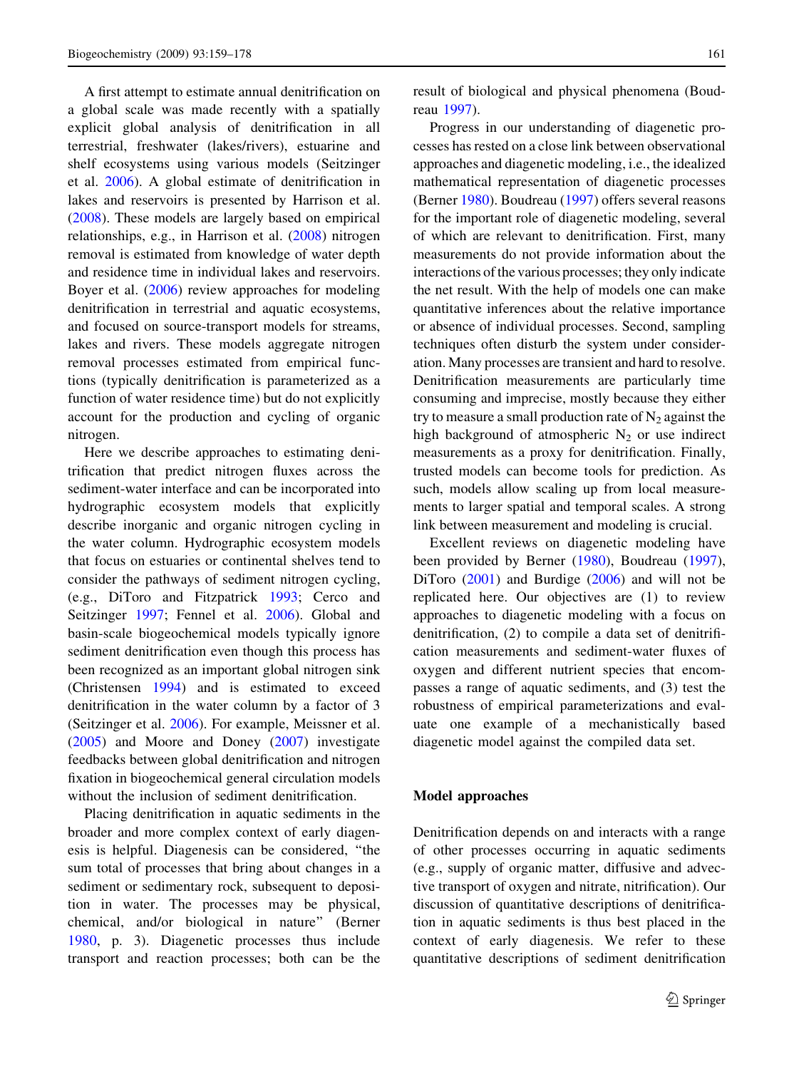A first attempt to estimate annual denitrification on a global scale was made recently with a spatially explicit global analysis of denitrification in all terrestrial, freshwater (lakes/rivers), estuarine and shelf ecosystems using various models (Seitzinger et al. 2006). A global estimate of denitrification in lakes and reservoirs is presented by Harrison et al. (2008). These models are largely based on empirical relationships, e.g., in Harrison et al. (2008) nitrogen removal is estimated from knowledge of water depth and residence time in individual lakes and reservoirs. Boyer et al. (2006) review approaches for modeling denitrification in terrestrial and aquatic ecosystems, and focused on source-transport models for streams, lakes and rivers. These models aggregate nitrogen removal processes estimated from empirical functions (typically denitrification is parameterized as a function of water residence time) but do not explicitly account for the production and cycling of organic nitrogen.

Here we describe approaches to estimating denitrification that predict nitrogen fluxes across the sediment-water interface and can be incorporated into hydrographic ecosystem models that explicitly describe inorganic and organic nitrogen cycling in the water column. Hydrographic ecosystem models that focus on estuaries or continental shelves tend to consider the pathways of sediment nitrogen cycling, (e.g., DiToro and Fitzpatrick 1993; Cerco and Seitzinger 1997; Fennel et al. 2006). Global and basin-scale biogeochemical models typically ignore sediment denitrification even though this process has been recognized as an important global nitrogen sink (Christensen 1994) and is estimated to exceed denitrification in the water column by a factor of 3 (Seitzinger et al. 2006). For example, Meissner et al. (2005) and Moore and Doney (2007) investigate feedbacks between global denitrification and nitrogen fixation in biogeochemical general circulation models without the inclusion of sediment denitrification.

Placing denitrification in aquatic sediments in the broader and more complex context of early diagenesis is helpful. Diagenesis can be considered, "the sum total of processes that bring about changes in a sediment or sedimentary rock, subsequent to deposition in water. The processes may be physical, chemical, and/or biological in nature" (Berner 1980, p. 3). Diagenetic processes thus include transport and reaction processes; both can be the result of biological and physical phenomena (Boudreau 1997).

Progress in our understanding of diagenetic processes has rested on a close link between observational approaches and diagenetic modeling, i.e., the idealized mathematical representation of diagenetic processes (Berner 1980). Boudreau (1997) offers several reasons for the important role of diagenetic modeling, several of which are relevant to denitrification. First, many measurements do not provide information about the interactions of the various processes; they only indicate the net result. With the help of models one can make quantitative inferences about the relative importance or absence of individual processes. Second, sampling techniques often disturb the system under consideration. Many processes are transient and hard to resolve. Denitrification measurements are particularly time consuming and imprecise, mostly because they either try to measure a small production rate of $N_2$ against the high background of atmospheric $N_2$ or use indirect measurements as a proxy for denitrification. Finally, trusted models can become tools for prediction. As such, models allow scaling up from local measurements to larger spatial and temporal scales. A strong link between measurement and modeling is crucial.

Excellent reviews on diagenetic modeling have been provided by Berner (1980), Boudreau (1997), DiToro (2001) and Burdige (2006) and will not be replicated here. Our objectives are (1) to review approaches to diagenetic modeling with a focus on denitrification, (2) to compile a data set of denitrification measurements and sediment-water fluxes of oxygen and different nutrient species that encompasses a range of aquatic sediments, and (3) test the robustness of empirical parameterizations and evaluate one example of a mechanistically based diagenetic model against the compiled data set.

## Model approaches

Denitrification depends on and interacts with a range of other processes occurring in aquatic sediments (e.g., supply of organic matter, diffusive and advective transport of oxygen and nitrate, nitrification). Our discussion of quantitative descriptions of denitrification in aquatic sediments is thus best placed in the context of early diagenesis. We refer to these quantitative descriptions of sediment denitrification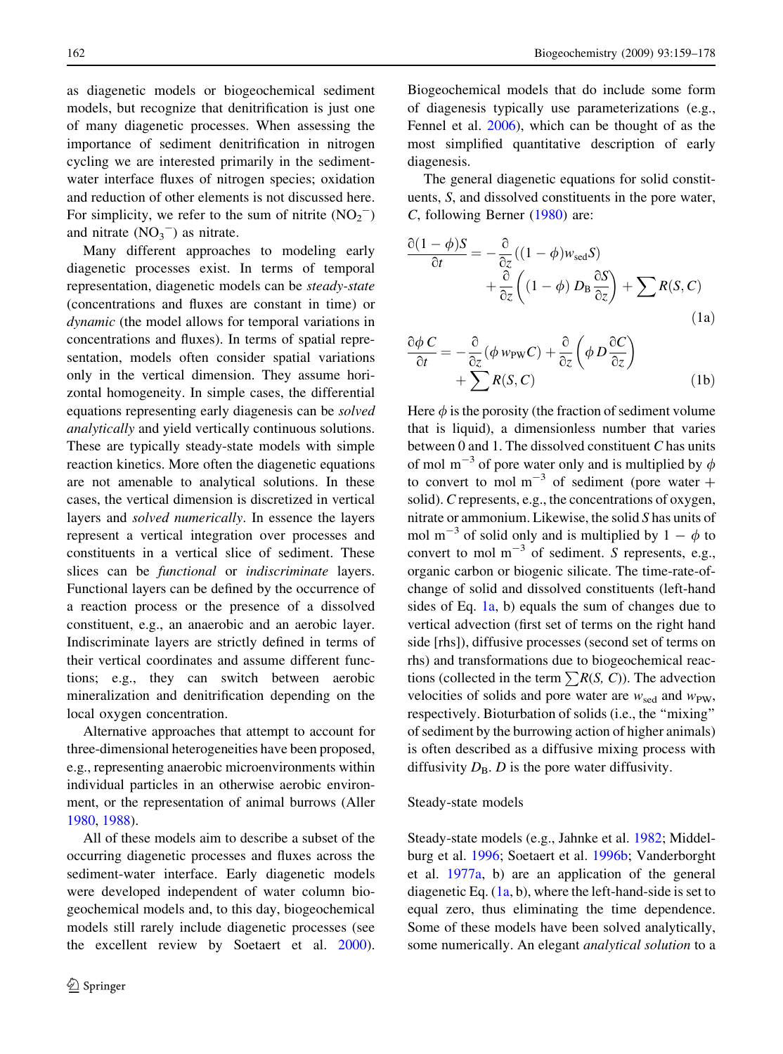as diagenetic models or biogeochemical sediment models, but recognize that denitrification is just one of many diagenetic processes. When assessing the importance of sediment denitrification in nitrogen cycling we are interested primarily in the sediment-water interface fluxes of nitrogen species; oxidation and reduction of other elements is not discussed here. For simplicity, we refer to the sum of nitrite ($NO_2^-$) and nitrate ($NO_3^-$) as nitrate.

Many different approaches to modeling early diagenetic processes exist. In terms of temporal representation, diagenetic models can be *steady-state* (concentrations and fluxes are constant in time) or *dynamic* (the model allows for temporal variations in concentrations and fluxes). In terms of spatial representation, models often consider spatial variations only in the vertical dimension. They assume horizontal homogeneity. In simple cases, the differential equations representing early diagenesis can be *solved analytically* and yield vertically continuous solutions. These are typically steady-state models with simple reaction kinetics. More often the diagenetic equations are not amenable to analytical solutions. In these cases, the vertical dimension is discretized in vertical layers and *solved numerically*. In essence the layers represent a vertical integration over processes and constituents in a vertical slice of sediment. These slices can be *functional* or *indiscriminate* layers. Functional layers can be defined by the occurrence of a reaction process or the presence of a dissolved constituent, e.g., an anaerobic and an aerobic layer. Indiscriminate layers are strictly defined in terms of their vertical coordinates and assume different functions; e.g., they can switch between aerobic mineralization and denitrification depending on the local oxygen concentration.

Alternative approaches that attempt to account for three-dimensional heterogeneities have been proposed, e.g., representing anaerobic microenvironments within individual particles in an otherwise aerobic environment, or the representation of animal burrows (Aller 1980, 1988).

All of these models aim to describe a subset of the occurring diagenetic processes and fluxes across the sediment-water interface. Early diagenetic models were developed independent of water column biogeochemical models and, to this day, biogeochemical models still rarely include diagenetic processes (see the excellent review by Soetaert et al. 2000). Biogeochemical models that do include some form of diagenesis typically use parameterizations (e.g., Fennel et al. 2006), which can be thought of as the most simplified quantitative description of early diagenesis.

The general diagenetic equations for solid constituents, $S$, and dissolved constituents in the pore water, $C$, following Berner (1980) are:

$$\frac{\partial(1-\phi)S}{\partial t} = -\frac{\partial}{\partial z}((1-\phi)w_{\text{sed}}S) + \frac{\partial}{\partial z}\left((1-\phi)\,D_{\text{B}}\frac{\partial S}{\partial z}\right) + \sum R(S,C) \tag{1a}$$

$$\frac{\partial \phi\, C}{\partial t} = -\frac{\partial}{\partial z}(\phi\, w_{\text{PW}}C) + \frac{\partial}{\partial z}\left(\phi\, D\frac{\partial C}{\partial z}\right) + \sum R(S,C) \tag{1b}$$

Here $\phi$ is the porosity (the fraction of sediment volume that is liquid), a dimensionless number that varies between 0 and 1. The dissolved constituent $C$ has units of mol $m^{-3}$ of pore water only and is multiplied by $\phi$ to convert to mol $m^{-3}$ of sediment (pore water + solid). $C$ represents, e.g., the concentrations of oxygen, nitrate or ammonium. Likewise, the solid $S$ has units of mol $m^{-3}$ of solid only and is multiplied by $1-\phi$ to convert to mol $m^{-3}$ of sediment. $S$ represents, e.g., organic carbon or biogenic silicate. The time-rate-of-change of solid and dissolved constituents (left-hand sides of Eq. 1a, b) equals the sum of changes due to vertical advection (first set of terms on the right hand side [rhs]), diffusive processes (second set of terms on rhs) and transformations due to biogeochemical reactions (collected in the term $\sum R(S, C)$). The advection velocities of solids and pore water are $w_{\text{sed}}$ and $w_{\text{PW}}$, respectively. Bioturbation of solids (i.e., the "mixing" of sediment by the burrowing action of higher animals) is often described as a diffusive mixing process with diffusivity $D_{\text{B}}$. $D$ is the pore water diffusivity.

### Steady-state models

Steady-state models (e.g., Jahnke et al. 1982; Middelburg et al. 1996; Soetaert et al. 1996b; Vanderborght et al. 1977a, b) are an application of the general diagenetic Eq. (1a, b), where the left-hand-side is set to equal zero, thus eliminating the time dependence. Some of these models have been solved analytically, some numerically. An elegant *analytical solution* to a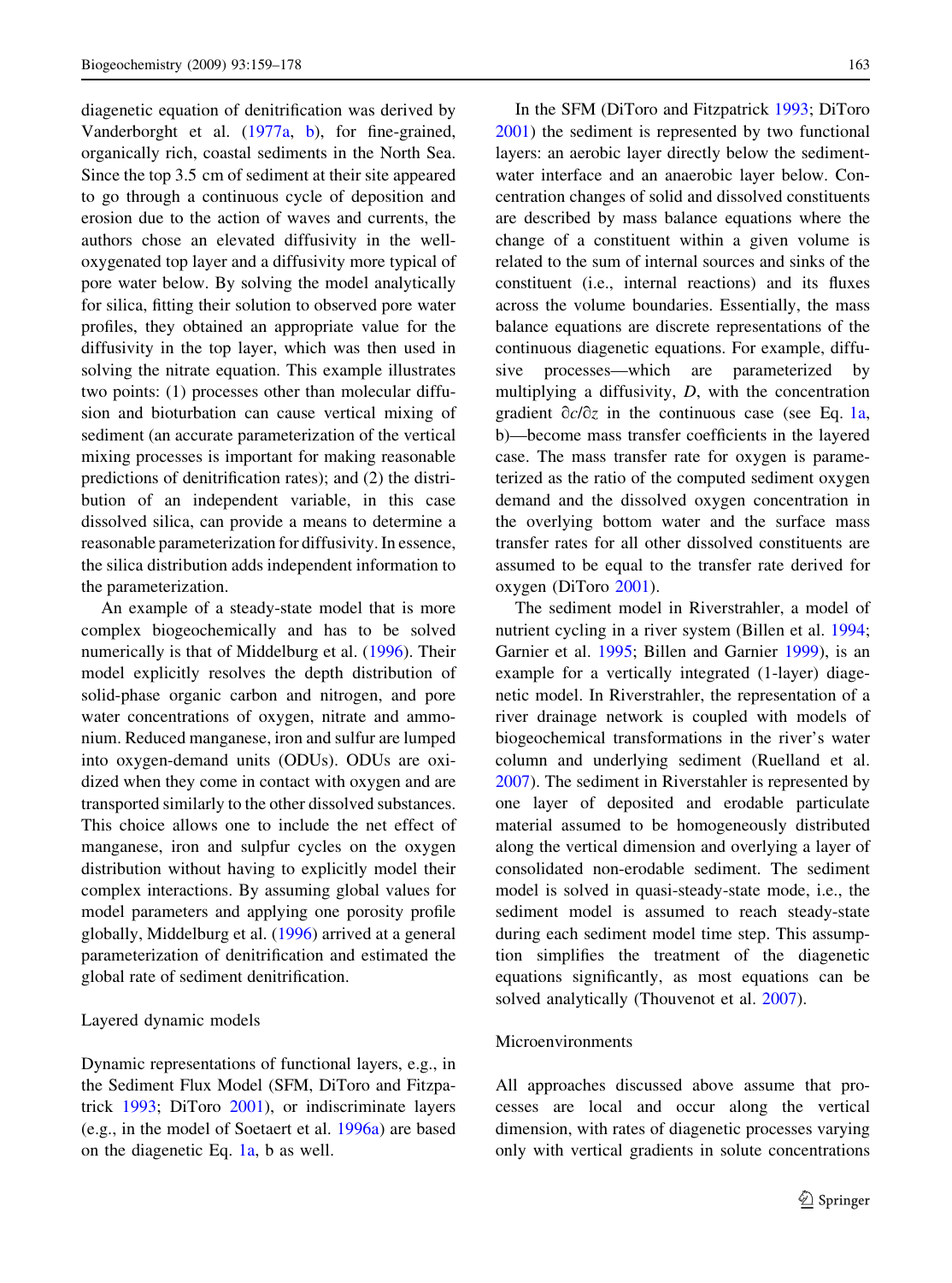diagenetic equation of denitrification was derived by Vanderborght et al. (1977a, b), for fine-grained, organically rich, coastal sediments in the North Sea. Since the top 3.5 cm of sediment at their site appeared to go through a continuous cycle of deposition and erosion due to the action of waves and currents, the authors chose an elevated diffusivity in the well-oxygenated top layer and a diffusivity more typical of pore water below. By solving the model analytically for silica, fitting their solution to observed pore water profiles, they obtained an appropriate value for the diffusivity in the top layer, which was then used in solving the nitrate equation. This example illustrates two points: (1) processes other than molecular diffusion and bioturbation can cause vertical mixing of sediment (an accurate parameterization of the vertical mixing processes is important for making reasonable predictions of denitrification rates); and (2) the distribution of an independent variable, in this case dissolved silica, can provide a means to determine a reasonable parameterization for diffusivity. In essence, the silica distribution adds independent information to the parameterization.

An example of a steady-state model that is more complex biogeochemically and has to be solved numerically is that of Middelburg et al. (1996). Their model explicitly resolves the depth distribution of solid-phase organic carbon and nitrogen, and pore water concentrations of oxygen, nitrate and ammonium. Reduced manganese, iron and sulfur are lumped into oxygen-demand units (ODUs). ODUs are oxidized when they come in contact with oxygen and are transported similarly to the other dissolved substances. This choice allows one to include the net effect of manganese, iron and sulpfur cycles on the oxygen distribution without having to explicitly model their complex interactions. By assuming global values for model parameters and applying one porosity profile globally, Middelburg et al. (1996) arrived at a general parameterization of denitrification and estimated the global rate of sediment denitrification.

### Layered dynamic models

Dynamic representations of functional layers, e.g., in the Sediment Flux Model (SFM, DiToro and Fitzpatrick 1993; DiToro 2001), or indiscriminate layers (e.g., in the model of Soetaert et al. 1996a) are based on the diagenetic Eq. 1a, b as well.

In the SFM (DiToro and Fitzpatrick 1993; DiToro 2001) the sediment is represented by two functional layers: an aerobic layer directly below the sediment-water interface and an anaerobic layer below. Concentration changes of solid and dissolved constituents are described by mass balance equations where the change of a constituent within a given volume is related to the sum of internal sources and sinks of the constituent (i.e., internal reactions) and its fluxes across the volume boundaries. Essentially, the mass balance equations are discrete representations of the continuous diagenetic equations. For example, diffusive processes—which are parameterized by multiplying a diffusivity, $D$, with the concentration gradient $\partial c/\partial z$ in the continuous case (see Eq. 1a, b)—become mass transfer coefficients in the layered case. The mass transfer rate for oxygen is parameterized as the ratio of the computed sediment oxygen demand and the dissolved oxygen concentration in the overlying bottom water and the surface mass transfer rates for all other dissolved constituents are assumed to be equal to the transfer rate derived for oxygen (DiToro 2001).

The sediment model in Riverstrahler, a model of nutrient cycling in a river system (Billen et al. 1994; Garnier et al. 1995; Billen and Garnier 1999), is an example for a vertically integrated (1-layer) diagenetic model. In Riverstrahler, the representation of a river drainage network is coupled with models of biogeochemical transformations in the river's water column and underlying sediment (Ruelland et al. 2007). The sediment in Riverstahler is represented by one layer of deposited and erodable particulate material assumed to be homogeneously distributed along the vertical dimension and overlying a layer of consolidated non-erodable sediment. The sediment model is solved in quasi-steady-state mode, i.e., the sediment model is assumed to reach steady-state during each sediment model time step. This assumption simplifies the treatment of the diagenetic equations significantly, as most equations can be solved analytically (Thouvenot et al. 2007).

### Microenvironments

All approaches discussed above assume that processes are local and occur along the vertical dimension, with rates of diagenetic processes varying only with vertical gradients in solute concentrations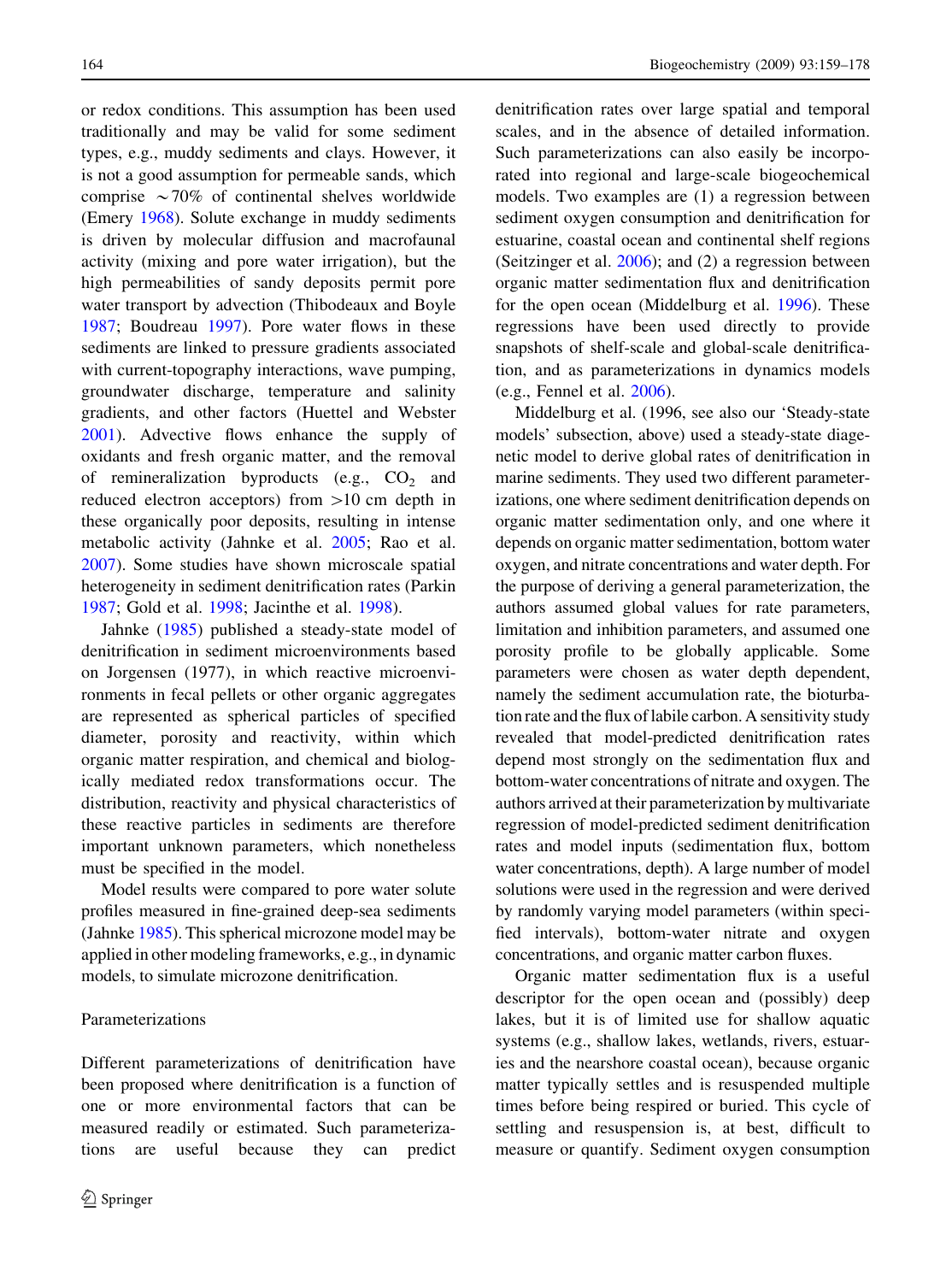or redox conditions. This assumption has been used traditionally and may be valid for some sediment types, e.g., muddy sediments and clays. However, it is not a good assumption for permeable sands, which comprise ~70% of continental shelves worldwide (Emery 1968). Solute exchange in muddy sediments is driven by molecular diffusion and macrofaunal activity (mixing and pore water irrigation), but the high permeabilities of sandy deposits permit pore water transport by advection (Thibodeaux and Boyle 1987; Boudreau 1997). Pore water flows in these sediments are linked to pressure gradients associated with current-topography interactions, wave pumping, groundwater discharge, temperature and salinity gradients, and other factors (Huettel and Webster 2001). Advective flows enhance the supply of oxidants and fresh organic matter, and the removal of remineralization byproducts (e.g., $CO_2$ and reduced electron acceptors) from >10 cm depth in these organically poor deposits, resulting in intense metabolic activity (Jahnke et al. 2005; Rao et al. 2007). Some studies have shown microscale spatial heterogeneity in sediment denitrification rates (Parkin 1987; Gold et al. 1998; Jacinthe et al. 1998).

Jahnke (1985) published a steady-state model of denitrification in sediment microenvironments based on Jorgensen (1977), in which reactive microenvironments in fecal pellets or other organic aggregates are represented as spherical particles of specified diameter, porosity and reactivity, within which organic matter respiration, and chemical and biologically mediated redox transformations occur. The distribution, reactivity and physical characteristics of these reactive particles in sediments are therefore important unknown parameters, which nonetheless must be specified in the model.

Model results were compared to pore water solute profiles measured in fine-grained deep-sea sediments (Jahnke 1985). This spherical microzone model may be applied in other modeling frameworks, e.g., in dynamic models, to simulate microzone denitrification.

## Parameterizations

Different parameterizations of denitrification have been proposed where denitrification is a function of one or more environmental factors that can be measured readily or estimated. Such parameterizations are useful because they can predict denitrification rates over large spatial and temporal scales, and in the absence of detailed information. Such parameterizations can also easily be incorporated into regional and large-scale biogeochemical models. Two examples are (1) a regression between sediment oxygen consumption and denitrification for estuarine, coastal ocean and continental shelf regions (Seitzinger et al. 2006); and (2) a regression between organic matter sedimentation flux and denitrification for the open ocean (Middelburg et al. 1996). These regressions have been used directly to provide snapshots of shelf-scale and global-scale denitrification, and as parameterizations in dynamics models (e.g., Fennel et al. 2006).

Middelburg et al. (1996, see also our 'Steady-state models' subsection, above) used a steady-state diagenetic model to derive global rates of denitrification in marine sediments. They used two different parameterizations, one where sediment denitrification depends on organic matter sedimentation only, and one where it depends on organic matter sedimentation, bottom water oxygen, and nitrate concentrations and water depth. For the purpose of deriving a general parameterization, the authors assumed global values for rate parameters, limitation and inhibition parameters, and assumed one porosity profile to be globally applicable. Some parameters were chosen as water depth dependent, namely the sediment accumulation rate, the bioturbation rate and the flux of labile carbon. A sensitivity study revealed that model-predicted denitrification rates depend most strongly on the sedimentation flux and bottom-water concentrations of nitrate and oxygen. The authors arrived at their parameterization by multivariate regression of model-predicted sediment denitrification rates and model inputs (sedimentation flux, bottom water concentrations, depth). A large number of model solutions were used in the regression and were derived by randomly varying model parameters (within specified intervals), bottom-water nitrate and oxygen concentrations, and organic matter carbon fluxes.

Organic matter sedimentation flux is a useful descriptor for the open ocean and (possibly) deep lakes, but it is of limited use for shallow aquatic systems (e.g., shallow lakes, wetlands, rivers, estuaries and the nearshore coastal ocean), because organic matter typically settles and is resuspended multiple times before being respired or buried. This cycle of settling and resuspension is, at best, difficult to measure or quantify. Sediment oxygen consumption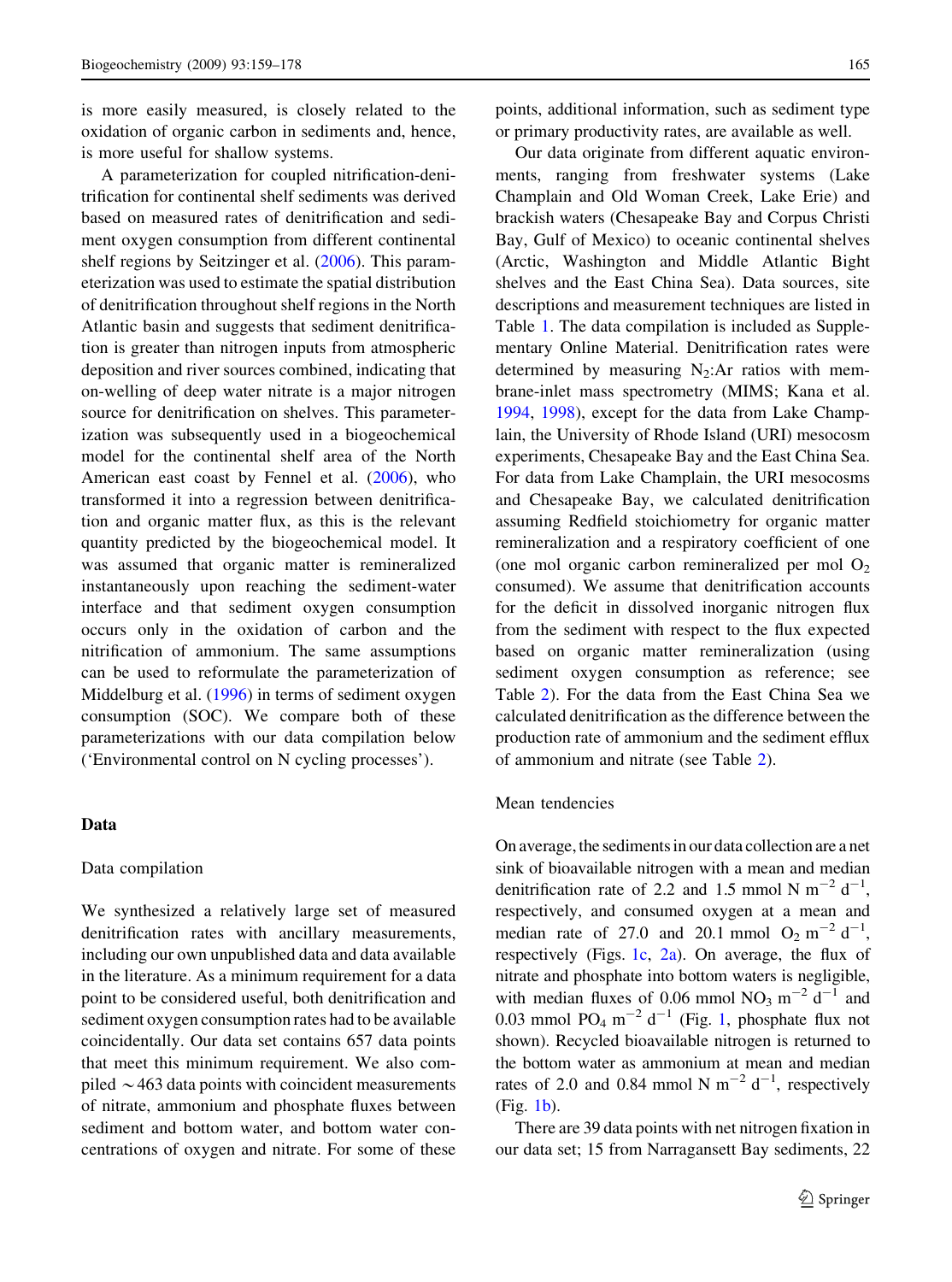is more easily measured, is closely related to the oxidation of organic carbon in sediments and, hence, is more useful for shallow systems.

A parameterization for coupled nitrification-denitrification for continental shelf sediments was derived based on measured rates of denitrification and sediment oxygen consumption from different continental shelf regions by Seitzinger et al. (2006). This parameterization was used to estimate the spatial distribution of denitrification throughout shelf regions in the North Atlantic basin and suggests that sediment denitrification is greater than nitrogen inputs from atmospheric deposition and river sources combined, indicating that on-welling of deep water nitrate is a major nitrogen source for denitrification on shelves. This parameterization was subsequently used in a biogeochemical model for the continental shelf area of the North American east coast by Fennel et al. (2006), who transformed it into a regression between denitrification and organic matter flux, as this is the relevant quantity predicted by the biogeochemical model. It was assumed that organic matter is remineralized instantaneously upon reaching the sediment-water interface and that sediment oxygen consumption occurs only in the oxidation of carbon and the nitrification of ammonium. The same assumptions can be used to reformulate the parameterization of Middelburg et al. (1996) in terms of sediment oxygen consumption (SOC). We compare both of these parameterizations with our data compilation below ('Environmental control on N cycling processes').

## Data

### Data compilation

We synthesized a relatively large set of measured denitrification rates with ancillary measurements, including our own unpublished data and data available in the literature. As a minimum requirement for a data point to be considered useful, both denitrification and sediment oxygen consumption rates had to be available coincidentally. Our data set contains 657 data points that meet this minimum requirement. We also compiled ~463 data points with coincident measurements of nitrate, ammonium and phosphate fluxes between sediment and bottom water, and bottom water concentrations of oxygen and nitrate. For some of these points, additional information, such as sediment type or primary productivity rates, are available as well.

Our data originate from different aquatic environments, ranging from freshwater systems (Lake Champlain and Old Woman Creek, Lake Erie) and brackish waters (Chesapeake Bay and Corpus Christi Bay, Gulf of Mexico) to oceanic continental shelves (Arctic, Washington and Middle Atlantic Bight shelves and the East China Sea). Data sources, site descriptions and measurement techniques are listed in Table 1. The data compilation is included as Supplementary Online Material. Denitrification rates were determined by measuring $N_2$:Ar ratios with membrane-inlet mass spectrometry (MIMS; Kana et al. 1994, 1998), except for the data from Lake Champlain, the University of Rhode Island (URI) mesocosm experiments, Chesapeake Bay and the East China Sea. For data from Lake Champlain, the URI mesocosms and Chesapeake Bay, we calculated denitrification assuming Redfield stoichiometry for organic matter remineralization and a respiratory coefficient of one (one mol organic carbon remineralized per mol $O_2$ consumed). We assume that denitrification accounts for the deficit in dissolved inorganic nitrogen flux from the sediment with respect to the flux expected based on organic matter remineralization (using sediment oxygen consumption as reference; see Table 2). For the data from the East China Sea we calculated denitrification as the difference between the production rate of ammonium and the sediment efflux of ammonium and nitrate (see Table 2).

### Mean tendencies

On average, the sediments in our data collection are a net sink of bioavailable nitrogen with a mean and median denitrification rate of 2.2 and 1.5 mmol N $m^{-2}$ $d^{-1}$, respectively, and consumed oxygen at a mean and median rate of 27.0 and 20.1 mmol $O_2$ $m^{-2}$ $d^{-1}$, respectively (Figs. 1c, 2a). On average, the flux of nitrate and phosphate into bottom waters is negligible, with median fluxes of 0.06 mmol $NO_3$ $m^{-2}$ $d^{-1}$ and 0.03 mmol $PO_4$ $m^{-2}$ $d^{-1}$ (Fig. 1, phosphate flux not shown). Recycled bioavailable nitrogen is returned to the bottom water as ammonium at mean and median rates of 2.0 and 0.84 mmol N $m^{-2}$ $d^{-1}$, respectively (Fig. 1b).

There are 39 data points with net nitrogen fixation in our data set; 15 from Narragansett Bay sediments, 22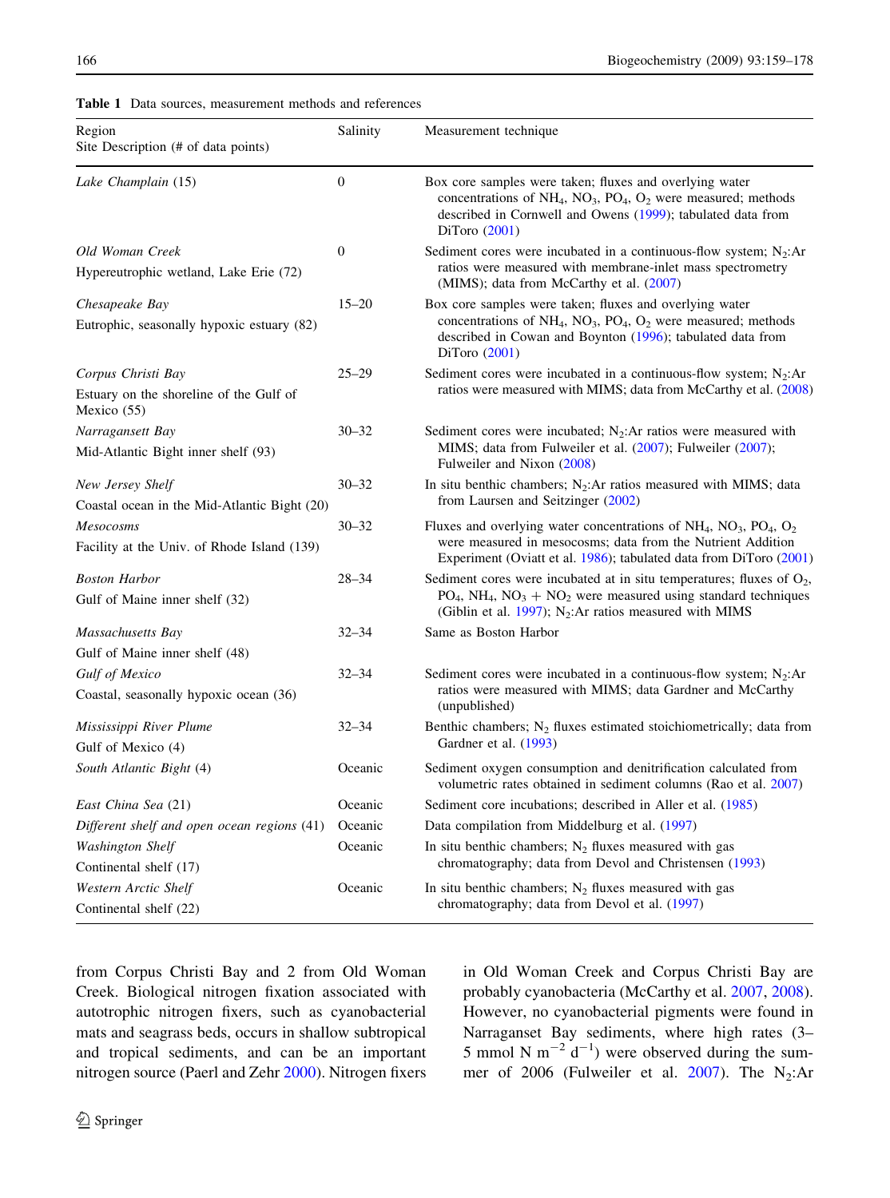**Table 1** Data sources, measurement methods and references

| Region<br>Site Description (# of data points) | Salinity | Measurement technique |
|---|---|---|
| *Lake Champlain* (15) | 0 | Box core samples were taken; fluxes and overlying water concentrations of $NH_4$, $NO_3$, $PO_4$, $O_2$ were measured; methods described in Cornwell and Owens (1999); tabulated data from DiToro (2001) |
| *Old Woman Creek*<br>Hypereutrophic wetland, Lake Erie (72) | 0 | Sediment cores were incubated in a continuous-flow system; $N_2$:Ar ratios were measured with membrane-inlet mass spectrometry (MIMS); data from McCarthy et al. (2007) |
| *Chesapeake Bay*<br>Eutrophic, seasonally hypoxic estuary (82) | 15–20 | Box core samples were taken; fluxes and overlying water concentrations of $NH_4$, $NO_3$, $PO_4$, $O_2$ were measured; methods described in Cowan and Boynton (1996); tabulated data from DiToro (2001) |
| *Corpus Christi Bay*<br>Estuary on the shoreline of the Gulf of Mexico (55) | 25–29 | Sediment cores were incubated in a continuous-flow system; $N_2$:Ar ratios were measured with MIMS; data from McCarthy et al. (2008) |
| *Narragansett Bay*<br>Mid-Atlantic Bight inner shelf (93) | 30–32 | Sediment cores were incubated; $N_2$:Ar ratios were measured with MIMS; data from Fulweiler et al. (2007); Fulweiler (2007); Fulweiler and Nixon (2008) |
| *New Jersey Shelf*<br>Coastal ocean in the Mid-Atlantic Bight (20) | 30–32 | In situ benthic chambers; $N_2$:Ar ratios measured with MIMS; data from Laursen and Seitzinger (2002) |
| *Mesocosms*<br>Facility at the Univ. of Rhode Island (139) | 30–32 | Fluxes and overlying water concentrations of $NH_4$, $NO_3$, $PO_4$, $O_2$ were measured in mesocosms; data from the Nutrient Addition Experiment (Oviatt et al. 1986); tabulated data from DiToro (2001) |
| *Boston Harbor*<br>Gulf of Maine inner shelf (32) | 28–34 | Sediment cores were incubated at in situ temperatures; fluxes of $O_2$, $PO_4$, $NH_4$, $NO_3 + NO_2$ were measured using standard techniques (Giblin et al. 1997); $N_2$:Ar ratios measured with MIMS |
| *Massachusetts Bay*<br>Gulf of Maine inner shelf (48) | 32–34 | Same as Boston Harbor |
| *Gulf of Mexico*<br>Coastal, seasonally hypoxic ocean (36) | 32–34 | Sediment cores were incubated in a continuous-flow system; $N_2$:Ar ratios were measured with MIMS; data Gardner and McCarthy (unpublished) |
| *Mississippi River Plume*<br>Gulf of Mexico (4) | 32–34 | Benthic chambers; $N_2$ fluxes estimated stoichiometrically; data from Gardner et al. (1993) |
| *South Atlantic Bight* (4) | Oceanic | Sediment oxygen consumption and denitrification calculated from volumetric rates obtained in sediment columns (Rao et al. 2007) |
| *East China Sea* (21) | Oceanic | Sediment core incubations; described in Aller et al. (1985) |
| *Different shelf and open ocean regions* (41) | Oceanic | Data compilation from Middelburg et al. (1997) |
| *Washington Shelf*<br>Continental shelf (17) | Oceanic | In situ benthic chambers; $N_2$ fluxes measured with gas chromatography; data from Devol and Christensen (1993) |
| *Western Arctic Shelf*<br>Continental shelf (22) | Oceanic | In situ benthic chambers; $N_2$ fluxes measured with gas chromatography; data from Devol et al. (1997) |

from Corpus Christi Bay and 2 from Old Woman Creek. Biological nitrogen fixation associated with autotrophic nitrogen fixers, such as cyanobacterial mats and seagrass beds, occurs in shallow subtropical and tropical sediments, and can be an important nitrogen source (Paerl and Zehr 2000). Nitrogen fixers in Old Woman Creek and Corpus Christi Bay are probably cyanobacteria (McCarthy et al. 2007, 2008). However, no cyanobacterial pigments were found in Narraganset Bay sediments, where high rates (3–5 mmol N $m^{-2}$ $d^{-1}$) were observed during the summer of 2006 (Fulweiler et al. 2007). The $N_2$:Ar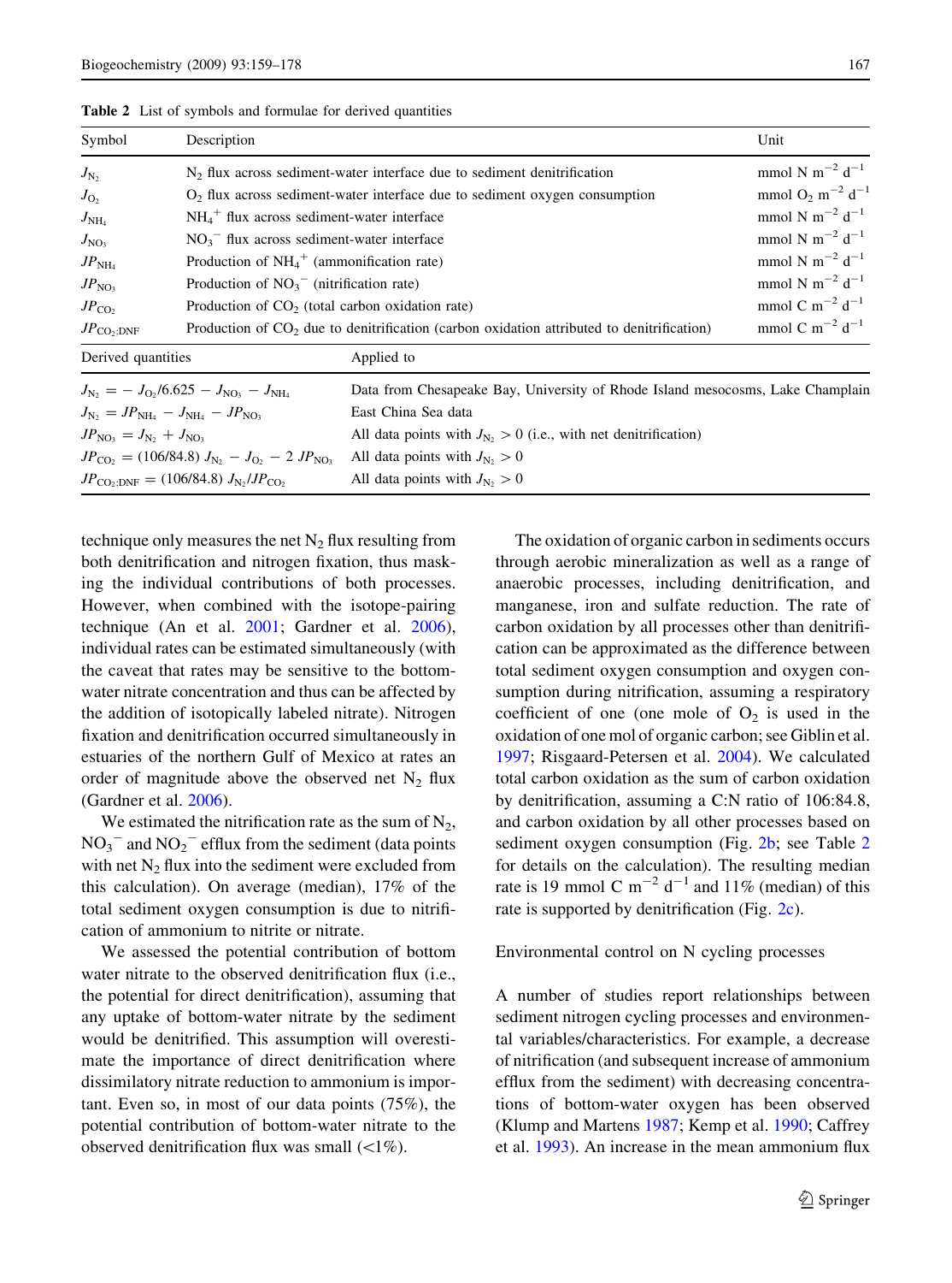**Table 2** List of symbols and formulae for derived quantities

| Symbol | Description | Unit |
|---|---|---|
| $J_{N_2}$ | $N_2$ flux across sediment-water interface due to sediment denitrification | mmol N $m^{-2}$ $d^{-1}$ |
| $J_{O_2}$ | $O_2$ flux across sediment-water interface due to sediment oxygen consumption | mmol $O_2$ $m^{-2}$ $d^{-1}$ |
| $J_{NH_4}$ | $NH_4^+$ flux across sediment-water interface | mmol N $m^{-2}$ $d^{-1}$ |
| $J_{NO_3}$ | $NO_3^-$ flux across sediment-water interface | mmol N $m^{-2}$ $d^{-1}$ |
| $JP_{NH_4}$ | Production of $NH_4^+$ (ammonification rate) | mmol N $m^{-2}$ $d^{-1}$ |
| $JP_{NO_3}$ | Production of $NO_3^-$ (nitrification rate) | mmol N $m^{-2}$ $d^{-1}$ |
| $JP_{CO_2}$ | Production of $CO_2$ (total carbon oxidation rate) | mmol C $m^{-2}$ $d^{-1}$ |
| $JP_{CO_2;DNF}$ | Production of $CO_2$ due to denitrification (carbon oxidation attributed to denitrification) | mmol C $m^{-2}$ $d^{-1}$ |

| Derived quantities | Applied to |
|---|---|
| $J_{N_2} = -J_{O_2}/6.625 - J_{NO_3} - J_{NH_4}$ | Data from Chesapeake Bay, University of Rhode Island mesocosms, Lake Champlain |
| $J_{N_2} = JP_{NH_4} - J_{NH_4} - JP_{NO_3}$ | East China Sea data |
| $JP_{NO_3} = J_{N_2} + J_{NO_3}$ | All data points with $J_{N_2} > 0$ (i.e., with net denitrification) |
| $JP_{CO_2} = (106/84.8)\ J_{N_2} - J_{O_2} - 2\ JP_{NO_3}$ | All data points with $J_{N_2} > 0$ |
| $JP_{CO_2;DNF} = (106/84.8)\ J_{N_2}/JP_{CO_2}$ | All data points with $J_{N_2} > 0$ |

technique only measures the net $N_2$ flux resulting from both denitrification and nitrogen fixation, thus masking the individual contributions of both processes. However, when combined with the isotope-pairing technique (An et al. 2001; Gardner et al. 2006), individual rates can be estimated simultaneously (with the caveat that rates may be sensitive to the bottom-water nitrate concentration and thus can be affected by the addition of isotopically labeled nitrate). Nitrogen fixation and denitrification occurred simultaneously in estuaries of the northern Gulf of Mexico at rates an order of magnitude above the observed net $N_2$ flux (Gardner et al. 2006).

We estimated the nitrification rate as the sum of $N_2$, $NO_3^-$ and $NO_2^-$ efflux from the sediment (data points with net $N_2$ flux into the sediment were excluded from this calculation). On average (median), 17% of the total sediment oxygen consumption is due to nitrification of ammonium to nitrite or nitrate.

We assessed the potential contribution of bottom water nitrate to the observed denitrification flux (i.e., the potential for direct denitrification), assuming that any uptake of bottom-water nitrate by the sediment would be denitrified. This assumption will overestimate the importance of direct denitrification where dissimilatory nitrate reduction to ammonium is important. Even so, in most of our data points (75%), the potential contribution of bottom-water nitrate to the observed denitrification flux was small (<1%).

The oxidation of organic carbon in sediments occurs through aerobic mineralization as well as a range of anaerobic processes, including denitrification, and manganese, iron and sulfate reduction. The rate of carbon oxidation by all processes other than denitrification can be approximated as the difference between total sediment oxygen consumption and oxygen consumption during nitrification, assuming a respiratory coefficient of one (one mole of $O_2$ is used in the oxidation of one mol of organic carbon; see Giblin et al. 1997; Risgaard-Petersen et al. 2004). We calculated total carbon oxidation as the sum of carbon oxidation by denitrification, assuming a C:N ratio of 106:84.8, and carbon oxidation by all other processes based on sediment oxygen consumption (Fig. 2b; see Table 2 for details on the calculation). The resulting median rate is 19 mmol C $m^{-2}$ $d^{-1}$ and 11% (median) of this rate is supported by denitrification (Fig. 2c).

## Environmental control on N cycling processes

A number of studies report relationships between sediment nitrogen cycling processes and environmental variables/characteristics. For example, a decrease of nitrification (and subsequent increase of ammonium efflux from the sediment) with decreasing concentrations of bottom-water oxygen has been observed (Klump and Martens 1987; Kemp et al. 1990; Caffrey et al. 1993). An increase in the mean ammonium flux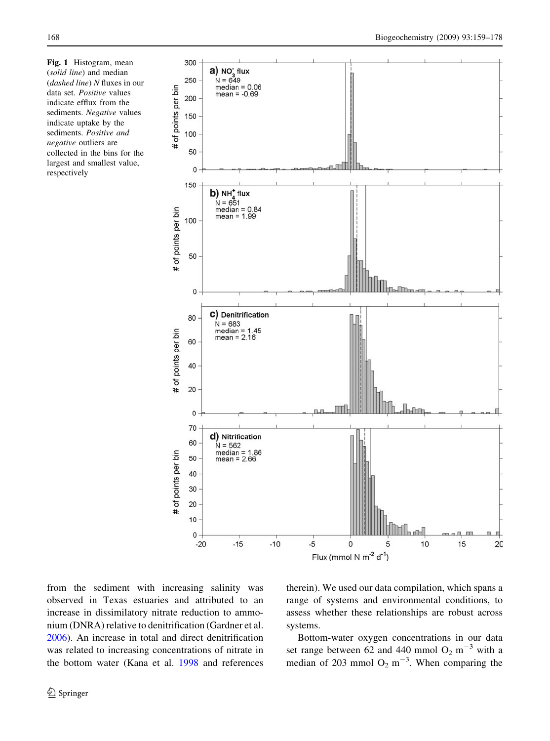**Fig. 1** Histogram, mean (*solid line*) and median (*dashed line*) N fluxes in our data set. *Positive* values indicate efflux from the sediments. *Negative* values indicate uptake by the sediments. *Positive and negative* outliers are collected in the bins for the largest and smallest value, respectively

from the sediment with increasing salinity was observed in Texas estuaries and attributed to an increase in dissimilatory nitrate reduction to ammonium (DNRA) relative to denitrification (Gardner et al. 2006). An increase in total and direct denitrification was related to increasing concentrations of nitrate in the bottom water (Kana et al. 1998 and references therein). We used our data compilation, which spans a range of systems and environmental conditions, to assess whether these relationships are robust across systems.

Bottom-water oxygen concentrations in our data set range between 62 and 440 mmol $O_2$ $m^{-3}$ with a median of 203 mmol $O_2$ $m^{-3}$. When comparing the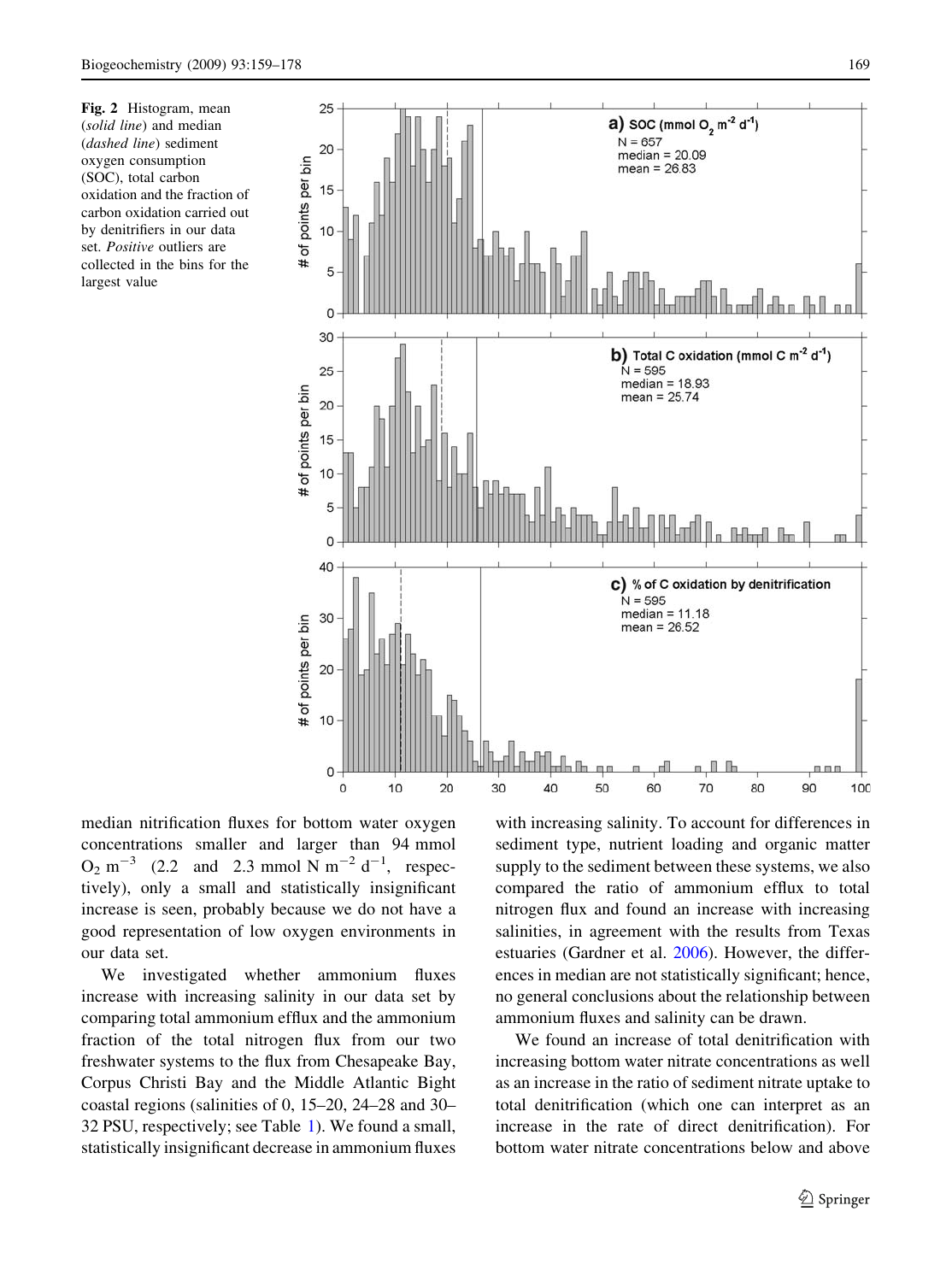**Fig. 2** Histogram, mean (*solid line*) and median (*dashed line*) sediment oxygen consumption (SOC), total carbon oxidation and the fraction of carbon oxidation carried out by denitrifiers in our data set. *Positive* outliers are collected in the bins for the largest value

median nitrification fluxes for bottom water oxygen concentrations smaller and larger than 94 mmol $O_2$ $m^{-3}$ (2.2 and 2.3 mmol N $m^{-2}$ $d^{-1}$, respectively), only a small and statistically insignificant increase is seen, probably because we do not have a good representation of low oxygen environments in our data set.

We investigated whether ammonium fluxes increase with increasing salinity in our data set by comparing total ammonium efflux and the ammonium fraction of the total nitrogen flux from our two freshwater systems to the flux from Chesapeake Bay, Corpus Christi Bay and the Middle Atlantic Bight coastal regions (salinities of 0, 15–20, 24–28 and 30–32 PSU, respectively; see Table 1). We found a small, statistically insignificant decrease in ammonium fluxes with increasing salinity. To account for differences in sediment type, nutrient loading and organic matter supply to the sediment between these systems, we also compared the ratio of ammonium efflux to total nitrogen flux and found an increase with increasing salinities, in agreement with the results from Texas estuaries (Gardner et al. 2006). However, the differences in median are not statistically significant; hence, no general conclusions about the relationship between ammonium fluxes and salinity can be drawn.

We found an increase of total denitrification with increasing bottom water nitrate concentrations as well as an increase in the ratio of sediment nitrate uptake to total denitrification (which one can interpret as an increase in the rate of direct denitrification). For bottom water nitrate concentrations below and above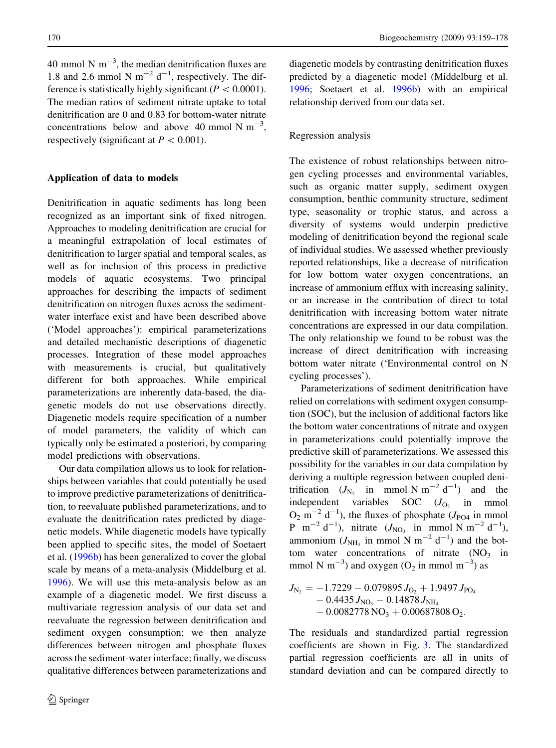40 mmol N $m^{-3}$, the median denitrification fluxes are 1.8 and 2.6 mmol N $m^{-2}$ $d^{-1}$, respectively. The difference is statistically highly significant ($P < 0.0001$). The median ratios of sediment nitrate uptake to total denitrification are 0 and 0.83 for bottom-water nitrate concentrations below and above 40 mmol N $m^{-3}$, respectively (significant at $P < 0.001$).

## Application of data to models

Denitrification in aquatic sediments has long been recognized as an important sink of fixed nitrogen. Approaches to modeling denitrification are crucial for a meaningful extrapolation of local estimates of denitrification to larger spatial and temporal scales, as well as for inclusion of this process in predictive models of aquatic ecosystems. Two principal approaches for describing the impacts of sediment denitrification on nitrogen fluxes across the sediment-water interface exist and have been described above ('Model approaches'): empirical parameterizations and detailed mechanistic descriptions of diagenetic processes. Integration of these model approaches with measurements is crucial, but qualitatively different for both approaches. While empirical parameterizations are inherently data-based, the diagenetic models do not use observations directly. Diagenetic models require specification of a number of model parameters, the validity of which can typically only be estimated a posteriori, by comparing model predictions with observations.

Our data compilation allows us to look for relationships between variables that could potentially be used to improve predictive parameterizations of denitrification, to reevaluate published parameterizations, and to evaluate the denitrification rates predicted by diagenetic models. While diagenetic models have typically been applied to specific sites, the model of Soetaert et al. (1996b) has been generalized to cover the global scale by means of a meta-analysis (Middelburg et al. 1996). We will use this meta-analysis below as an example of a diagenetic model. We first discuss a multivariate regression analysis of our data set and reevaluate the regression between denitrification and sediment oxygen consumption; we then analyze differences between nitrogen and phosphate fluxes across the sediment-water interface; finally, we discuss qualitative differences between parameterizations and diagenetic models by contrasting denitrification fluxes predicted by a diagenetic model (Middelburg et al. 1996; Soetaert et al. 1996b) with an empirical relationship derived from our data set.

### Regression analysis

The existence of robust relationships between nitrogen cycling processes and environmental variables, such as organic matter supply, sediment oxygen consumption, benthic community structure, sediment type, seasonality or trophic status, and across a diversity of systems would underpin predictive modeling of denitrification beyond the regional scale of individual studies. We assessed whether previously reported relationships, like a decrease of nitrification for low bottom water oxygen concentrations, an increase of ammonium efflux with increasing salinity, or an increase in the contribution of direct to total denitrification with increasing bottom water nitrate concentrations are expressed in our data compilation. The only relationship we found to be robust was the increase of direct denitrification with increasing bottom water nitrate ('Environmental control on N cycling processes').

Parameterizations of sediment denitrification have relied on correlations with sediment oxygen consumption (SOC), but the inclusion of additional factors like the bottom water concentrations of nitrate and oxygen in parameterizations could potentially improve the predictive skill of parameterizations. We assessed this possibility for the variables in our data compilation by deriving a multiple regression between coupled denitrification ($J_{N_2}$ in mmol N $m^{-2}$ $d^{-1}$) and the independent variables SOC ($J_{O_2}$ in mmol $O_2$ $m^{-2}$ $d^{-1}$), the fluxes of phosphate ($J_{PO4}$ in mmol P $m^{-2}$ $d^{-1}$), nitrate ($J_{NO_3}$ in mmol N $m^{-2}$ $d^{-1}$), ammonium ($J_{NH_4}$ in mmol N $m^{-2}$ $d^{-1}$) and the bottom water concentrations of nitrate ($NO_3$ in mmol N $m^{-3}$) and oxygen ($O_2$ in mmol $m^{-3}$) as

$$
\begin{aligned}
J_{N_2} = & -1.7229 - 0.079895\,J_{O_2} + 1.9497\,J_{PO_4} \\
& - 0.4435\,J_{NO_3} - 0.14878\,J_{NH_4} \\
& - 0.0082778\,NO_3 + 0.00687808\,O_2.
\end{aligned}
$$

The residuals and standardized partial regression coefficients are shown in Fig. 3. The standardized partial regression coefficients are all in units of standard deviation and can be compared directly to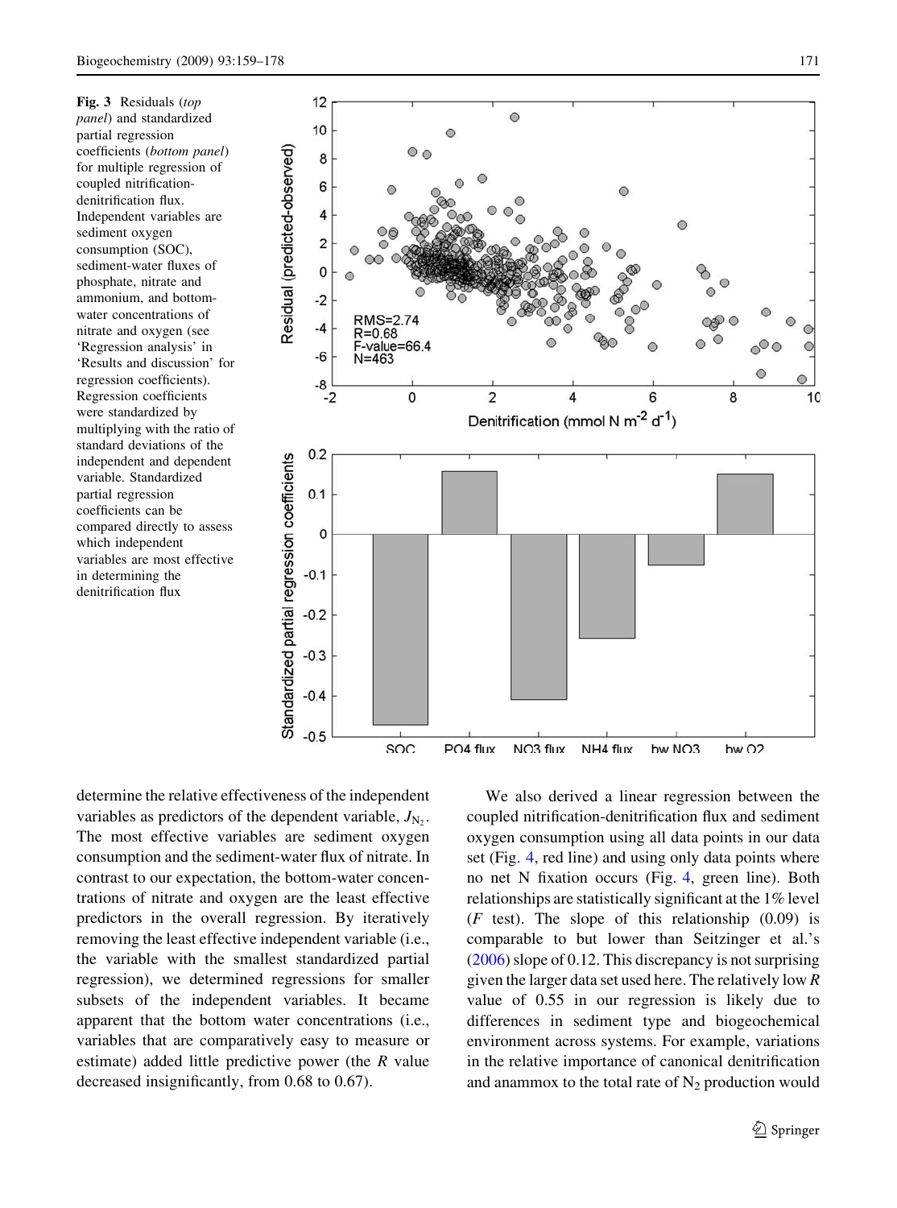**Fig. 3** Residuals (*top panel*) and standardized partial regression coefficients (*bottom panel*) for multiple regression of coupled nitrification-denitrification flux. Independent variables are sediment oxygen consumption (SOC), sediment-water fluxes of phosphate, nitrate and ammonium, and bottom-water concentrations of nitrate and oxygen (see 'Regression analysis' in 'Results and discussion' for regression coefficients). Regression coefficients were standardized by multiplying with the ratio of standard deviations of the independent and dependent variable. Standardized partial regression coefficients can be compared directly to assess which independent variables are most effective in determining the denitrification flux

determine the relative effectiveness of the independent variables as predictors of the dependent variable, $J_{N_2}$. The most effective variables are sediment oxygen consumption and the sediment-water flux of nitrate. In contrast to our expectation, the bottom-water concentrations of nitrate and oxygen are the least effective predictors in the overall regression. By iteratively removing the least effective independent variable (i.e., the variable with the smallest standardized partial regression), we determined regressions for smaller subsets of the independent variables. It became apparent that the bottom water concentrations (i.e., variables that are comparatively easy to measure or estimate) added little predictive power (the $R$ value decreased insignificantly, from 0.68 to 0.67).

We also derived a linear regression between the coupled nitrification-denitrification flux and sediment oxygen consumption using all data points in our data set (Fig. 4, red line) and using only data points where no net N fixation occurs (Fig. 4, green line). Both relationships are statistically significant at the 1% level ($F$ test). The slope of this relationship (0.09) is comparable to but lower than Seitzinger et al.'s (2006) slope of 0.12. This discrepancy is not surprising given the larger data set used here. The relatively low $R$ value of 0.55 in our regression is likely due to differences in sediment type and biogeochemical environment across systems. For example, variations in the relative importance of canonical denitrification and anammox to the total rate of $N_2$ production would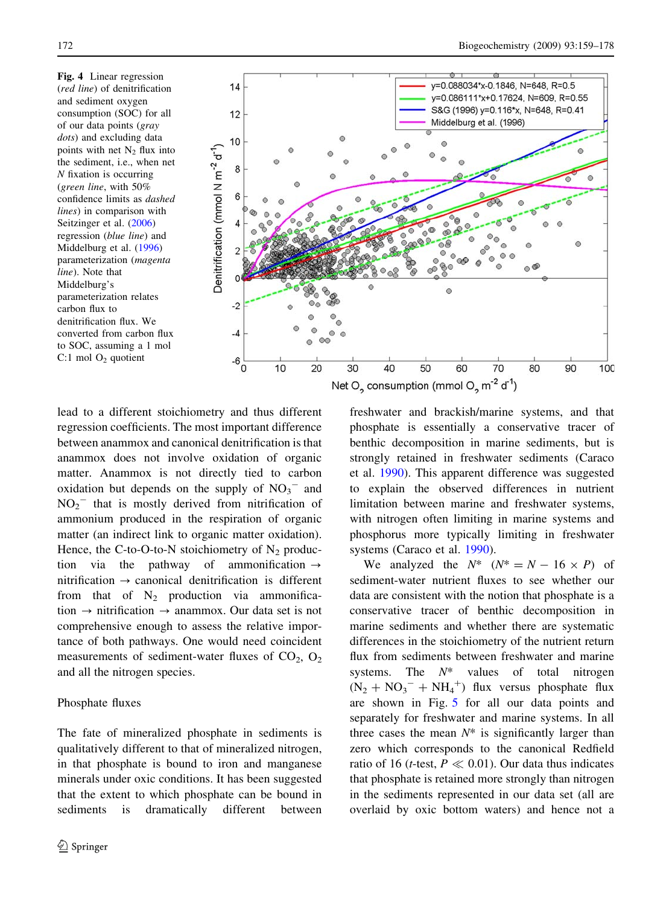Fig. 4 Linear regression (*red line*) of denitrification and sediment oxygen consumption (SOC) for all of our data points (*gray dots*) and excluding data points with net $N_2$ flux into the sediment, i.e., when net *N* fixation is occurring (*green line*, with 50% confidence limits as *dashed lines*) in comparison with Seitzinger et al. (2006) regression (*blue line*) and Middelburg et al. (1996) parameterization (*magenta line*). Note that Middelburg's parameterization relates carbon flux to denitrification flux. We converted from carbon flux to SOC, assuming a 1 mol C:1 mol $O_2$ quotient

lead to a different stoichiometry and thus different regression coefficients. The most important difference between anammox and canonical denitrification is that anammox does not involve oxidation of organic matter. Anammox is not directly tied to carbon oxidation but depends on the supply of $NO_3^-$ and $NO_2^-$ that is mostly derived from nitrification of ammonium produced in the respiration of organic matter (an indirect link to organic matter oxidation). Hence, the C-to-O-to-N stoichiometry of $N_2$ production via the pathway of ammonification → nitrification → canonical denitrification is different from that of $N_2$ production via ammonification → nitrification → anammox. Our data set is not comprehensive enough to assess the relative importance of both pathways. One would need coincident measurements of sediment-water fluxes of $CO_2$, $O_2$ and all the nitrogen species.

## Phosphate fluxes

The fate of mineralized phosphate in sediments is qualitatively different to that of mineralized nitrogen, in that phosphate is bound to iron and manganese minerals under oxic conditions. It has been suggested that the extent to which phosphate can be bound in sediments is dramatically different between freshwater and brackish/marine systems, and that phosphate is essentially a conservative tracer of benthic decomposition in marine sediments, but is strongly retained in freshwater sediments (Caraco et al. 1990). This apparent difference was suggested to explain the observed differences in nutrient limitation between marine and freshwater systems, with nitrogen often limiting in marine systems and phosphorus more typically limiting in freshwater systems (Caraco et al. 1990).

We analyzed the $N^*$ ($N^* = N - 16 \times P$) of sediment-water nutrient fluxes to see whether our data are consistent with the notion that phosphate is a conservative tracer of benthic decomposition in marine sediments and whether there are systematic differences in the stoichiometry of the nutrient return flux from sediments between freshwater and marine systems. The $N^*$ values of total nitrogen ($N_2 + NO_3^- + NH_4^+$) flux versus phosphate flux are shown in Fig. 5 for all our data points and separately for freshwater and marine systems. In all three cases the mean $N^*$ is significantly larger than zero which corresponds to the canonical Redfield ratio of 16 (*t*-test, $P \ll 0.01$). Our data thus indicates that phosphate is retained more strongly than nitrogen in the sediments represented in our data set (all are overlaid by oxic bottom waters) and hence not a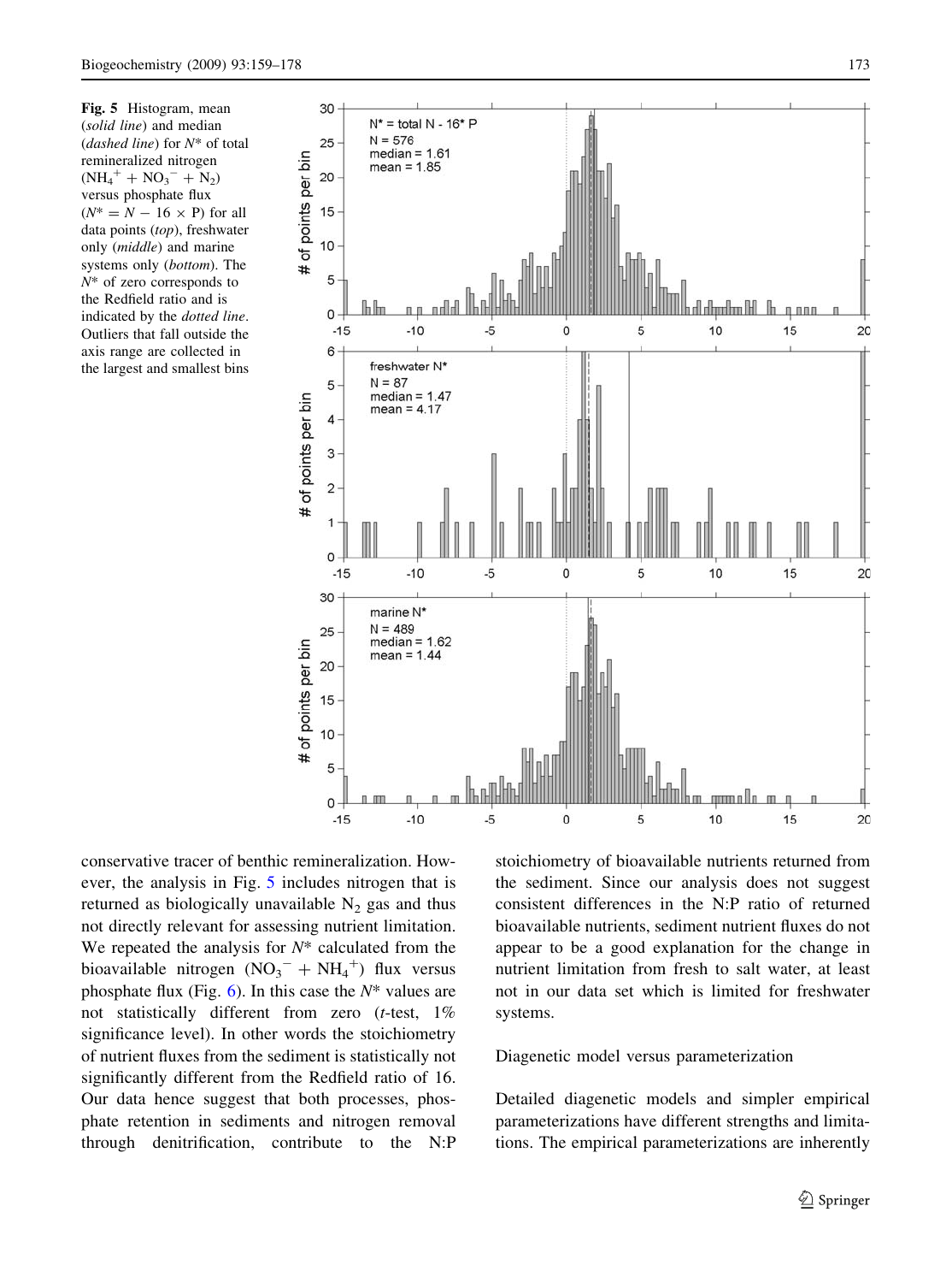Fig. 5 Histogram, mean (*solid line*) and median (*dashed line*) for $N^*$ of total remineralized nitrogen ($NH_4^+ + NO_3^- + N_2$) versus phosphate flux ($N^* = N - 16 \times P$) for all data points (*top*), freshwater only (*middle*) and marine systems only (*bottom*). The $N^*$ of zero corresponds to the Redfield ratio and is indicated by the *dotted line*. Outliers that fall outside the axis range are collected in the largest and smallest bins

conservative tracer of benthic remineralization. However, the analysis in Fig. 5 includes nitrogen that is returned as biologically unavailable $N_2$ gas and thus not directly relevant for assessing nutrient limitation. We repeated the analysis for $N^*$ calculated from the bioavailable nitrogen ($NO_3^- + NH_4^+$) flux versus phosphate flux (Fig. 6). In this case the $N^*$ values are not statistically different from zero (*t*-test, 1% significance level). In other words the stoichiometry of nutrient fluxes from the sediment is statistically not significantly different from the Redfield ratio of 16. Our data hence suggest that both processes, phosphate retention in sediments and nitrogen removal through denitrification, contribute to the N:P stoichiometry of bioavailable nutrients returned from the sediment. Since our analysis does not suggest consistent differences in the N:P ratio of returned bioavailable nutrients, sediment nutrient fluxes do not appear to be a good explanation for the change in nutrient limitation from fresh to salt water, at least not in our data set which is limited for freshwater systems.

## Diagenetic model versus parameterization

Detailed diagenetic models and simpler empirical parameterizations have different strengths and limitations. The empirical parameterizations are inherently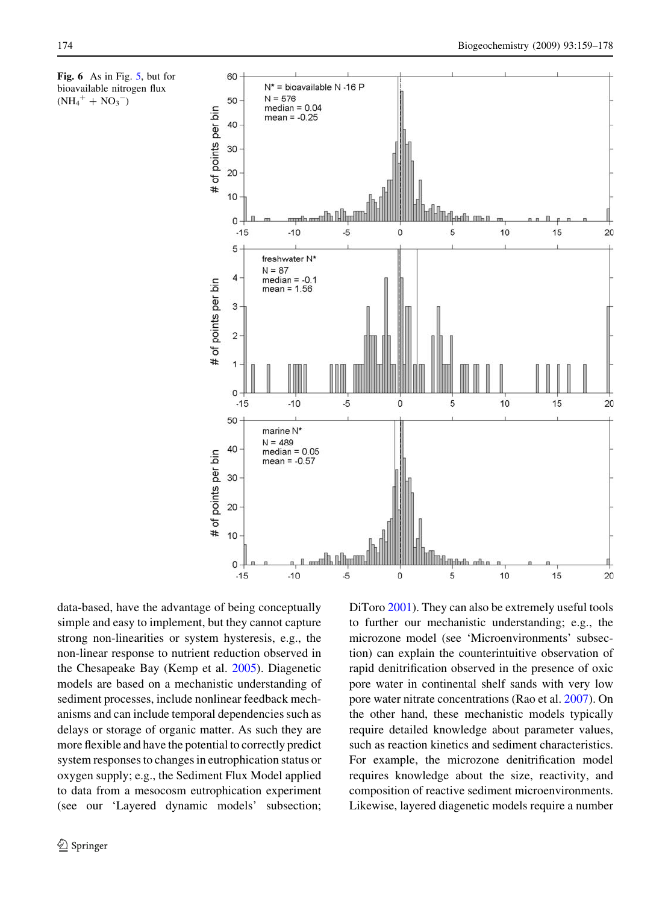**Fig. 6** As in Fig. 5, but for bioavailable nitrogen flux ($NH_4^+ + NO_3^-$)

data-based, have the advantage of being conceptually simple and easy to implement, but they cannot capture strong non-linearities or system hysteresis, e.g., the non-linear response to nutrient reduction observed in the Chesapeake Bay (Kemp et al. 2005). Diagenetic models are based on a mechanistic understanding of sediment processes, include nonlinear feedback mechanisms and can include temporal dependencies such as delays or storage of organic matter. As such they are more flexible and have the potential to correctly predict system responses to changes in eutrophication status or oxygen supply; e.g., the Sediment Flux Model applied to data from a mesocosm eutrophication experiment (see our 'Layered dynamic models' subsection; DiToro 2001). They can also be extremely useful tools to further our mechanistic understanding; e.g., the microzone model (see 'Microenvironments' subsection) can explain the counterintuitive observation of rapid denitrification observed in the presence of oxic pore water in continental shelf sands with very low pore water nitrate concentrations (Rao et al. 2007). On the other hand, these mechanistic models typically require detailed knowledge about parameter values, such as reaction kinetics and sediment characteristics. For example, the microzone denitrification model requires knowledge about the size, reactivity, and composition of reactive sediment microenvironments. Likewise, layered diagenetic models require a number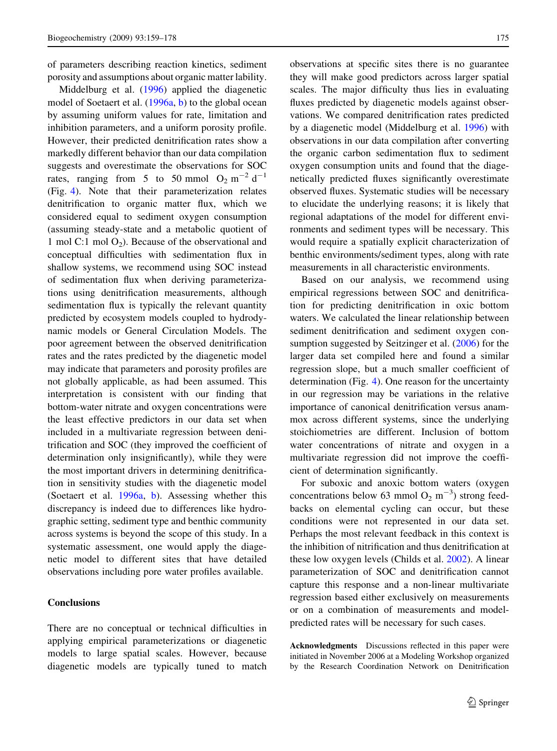of parameters describing reaction kinetics, sediment porosity and assumptions about organic matter lability.

Middelburg et al. (1996) applied the diagenetic model of Soetaert et al. (1996a, b) to the global ocean by assuming uniform values for rate, limitation and inhibition parameters, and a uniform porosity profile. However, their predicted denitrification rates show a markedly different behavior than our data compilation suggests and overestimate the observations for SOC rates, ranging from 5 to 50 mmol $O_2$ $m^{-2}$ $d^{-1}$ (Fig. 4). Note that their parameterization relates denitrification to organic matter flux, which we considered equal to sediment oxygen consumption (assuming steady-state and a metabolic quotient of 1 mol C:1 mol $O_2$). Because of the observational and conceptual difficulties with sedimentation flux in shallow systems, we recommend using SOC instead of sedimentation flux when deriving parameterizations using denitrification measurements, although sedimentation flux is typically the relevant quantity predicted by ecosystem models coupled to hydrodynamic models or General Circulation Models. The poor agreement between the observed denitrification rates and the rates predicted by the diagenetic model may indicate that parameters and porosity profiles are not globally applicable, as had been assumed. This interpretation is consistent with our finding that bottom-water nitrate and oxygen concentrations were the least effective predictors in our data set when included in a multivariate regression between denitrification and SOC (they improved the coefficient of determination only insignificantly), while they were the most important drivers in determining denitrification in sensitivity studies with the diagenetic model (Soetaert et al. 1996a, b). Assessing whether this discrepancy is indeed due to differences like hydrographic setting, sediment type and benthic community across systems is beyond the scope of this study. In a systematic assessment, one would apply the diagenetic model to different sites that have detailed observations including pore water profiles available.

## Conclusions

There are no conceptual or technical difficulties in applying empirical parameterizations or diagenetic models to large spatial scales. However, because diagenetic models are typically tuned to match observations at specific sites there is no guarantee they will make good predictors across larger spatial scales. The major difficulty thus lies in evaluating fluxes predicted by diagenetic models against observations. We compared denitrification rates predicted by a diagenetic model (Middelburg et al. 1996) with observations in our data compilation after converting the organic carbon sedimentation flux to sediment oxygen consumption units and found that the diagenetically predicted fluxes significantly overestimate observed fluxes. Systematic studies will be necessary to elucidate the underlying reasons; it is likely that regional adaptations of the model for different environments and sediment types will be necessary. This would require a spatially explicit characterization of benthic environments/sediment types, along with rate measurements in all characteristic environments.

Based on our analysis, we recommend using empirical regressions between SOC and denitrification for predicting denitrification in oxic bottom waters. We calculated the linear relationship between sediment denitrification and sediment oxygen consumption suggested by Seitzinger et al. (2006) for the larger data set compiled here and found a similar regression slope, but a much smaller coefficient of determination (Fig. 4). One reason for the uncertainty in our regression may be variations in the relative importance of canonical denitrification versus anammox across different systems, since the underlying stoichiometries are different. Inclusion of bottom water concentrations of nitrate and oxygen in a multivariate regression did not improve the coefficient of determination significantly.

For suboxic and anoxic bottom waters (oxygen concentrations below 63 mmol $O_2$ $m^{-3}$) strong feedbacks on elemental cycling can occur, but these conditions were not represented in our data set. Perhaps the most relevant feedback in this context is the inhibition of nitrification and thus denitrification at these low oxygen levels (Childs et al. 2002). A linear parameterization of SOC and denitrification cannot capture this response and a non-linear multivariate regression based either exclusively on measurements or on a combination of measurements and model-predicted rates will be necessary for such cases.

**Acknowledgments** Discussions reflected in this paper were initiated in November 2006 at a Modeling Workshop organized by the Research Coordination Network on Denitrification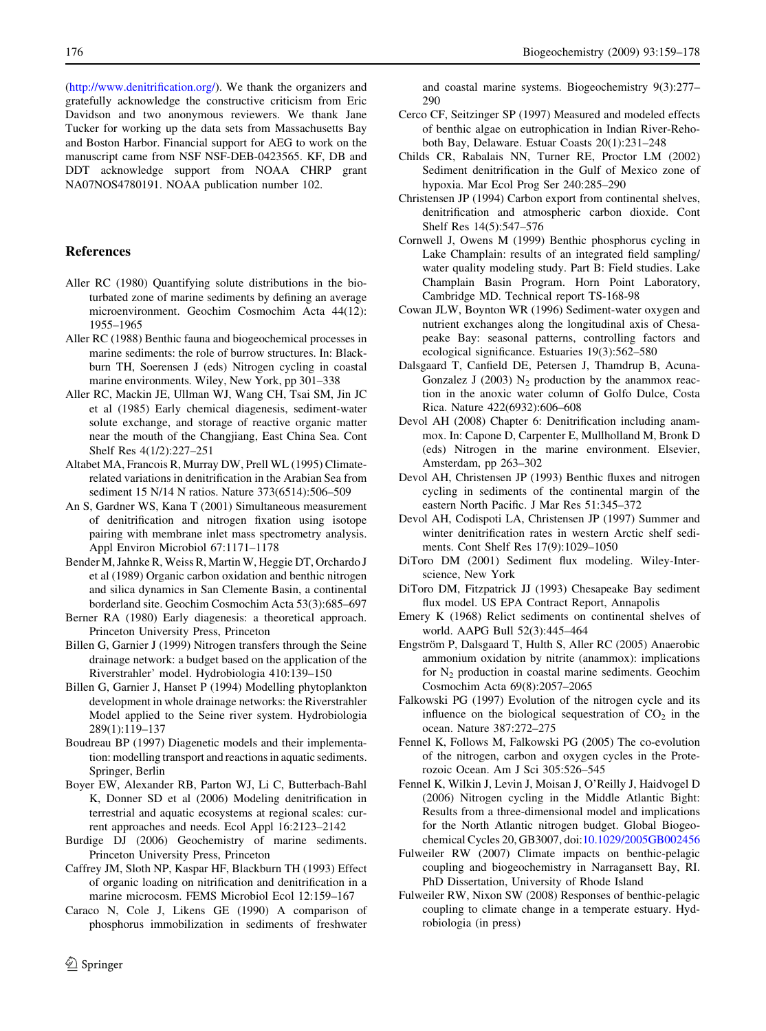(http://www.denitrification.org/). We thank the organizers and gratefully acknowledge the constructive criticism from Eric Davidson and two anonymous reviewers. We thank Jane Tucker for working up the data sets from Massachusetts Bay and Boston Harbor. Financial support for AEG to work on the manuscript came from NSF NSF-DEB-0423565. KF, DB and DDT acknowledge support from NOAA CHRP grant NA07NOS4780191. NOAA publication number 102.

## References

Aller RC (1980) Quantifying solute distributions in the bioturbated zone of marine sediments by defining an average microenvironment. Geochim Cosmochim Acta 44(12):1955–1965

Aller RC (1988) Benthic fauna and biogeochemical processes in marine sediments: the role of burrow structures. In: Blackburn TH, Soerensen J (eds) Nitrogen cycling in coastal marine environments. Wiley, New York, pp 301–338

Aller RC, Mackin JE, Ullman WJ, Wang CH, Tsai SM, Jin JC et al (1985) Early chemical diagenesis, sediment-water solute exchange, and storage of reactive organic matter near the mouth of the Changjiang, East China Sea. Cont Shelf Res 4(1/2):227–251

Altabet MA, Francois R, Murray DW, Prell WL (1995) Climate-related variations in denitrification in the Arabian Sea from sediment 15 N/14 N ratios. Nature 373(6514):506–509

An S, Gardner WS, Kana T (2001) Simultaneous measurement of denitrification and nitrogen fixation using isotope pairing with membrane inlet mass spectrometry analysis. Appl Environ Microbiol 67:1171–1178

Bender M, Jahnke R, Weiss R, Martin W, Heggie DT, Orchardo J et al (1989) Organic carbon oxidation and benthic nitrogen and silica dynamics in San Clemente Basin, a continental borderland site. Geochim Cosmochim Acta 53(3):685–697

Berner RA (1980) Early diagenesis: a theoretical approach. Princeton University Press, Princeton

Billen G, Garnier J (1999) Nitrogen transfers through the Seine drainage network: a budget based on the application of the 'Riverstrahler' model. Hydrobiologia 410:139–150

Billen G, Garnier J, Hanset P (1994) Modelling phytoplankton development in whole drainage networks: the Riverstrahler Model applied to the Seine river system. Hydrobiologia 289(1):119–137

Boudreau BP (1997) Diagenetic models and their implementation: modelling transport and reactions in aquatic sediments. Springer, Berlin

Boyer EW, Alexander RB, Parton WJ, Li C, Butterbach-Bahl K, Donner SD et al (2006) Modeling denitrification in terrestrial and aquatic ecosystems at regional scales: current approaches and needs. Ecol Appl 16:2123–2142

Burdige DJ (2006) Geochemistry of marine sediments. Princeton University Press, Princeton

Caffrey JM, Sloth NP, Kaspar HF, Blackburn TH (1993) Effect of organic loading on nitrification and denitrification in a marine microcosm. FEMS Microbiol Ecol 12:159–167

Caraco N, Cole J, Likens GE (1990) A comparison of phosphorus immobilization in sediments of freshwater and coastal marine systems. Biogeochemistry 9(3):277–290

Cerco CF, Seitzinger SP (1997) Measured and modeled effects of benthic algae on eutrophication in Indian River-Rehoboth Bay, Delaware. Estuar Coasts 20(1):231–248

Childs CR, Rabalais NN, Turner RE, Proctor LM (2002) Sediment denitrification in the Gulf of Mexico zone of hypoxia. Mar Ecol Prog Ser 240:285–290

Christensen JP (1994) Carbon export from continental shelves, denitrification and atmospheric carbon dioxide. Cont Shelf Res 14(5):547–576

Cornwell J, Owens M (1999) Benthic phosphorus cycling in Lake Champlain: results of an integrated field sampling/water quality modeling study. Part B: Field studies. Lake Champlain Basin Program. Horn Point Laboratory, Cambridge MD. Technical report TS-168-98

Cowan JLW, Boynton WR (1996) Sediment-water oxygen and nutrient exchanges along the longitudinal axis of Chesapeake Bay: seasonal patterns, controlling factors and ecological significance. Estuaries 19(3):562–580

Dalsgaard T, Canfield DE, Petersen J, Thamdrup B, Acuna-Gonzalez J (2003) $N_2$ production by the anammox reaction in the anoxic water column of Golfo Dulce, Costa Rica. Nature 422(6932):606–608

Devol AH (2008) Chapter 6: Denitrification including anammox. In: Capone D, Carpenter E, Mullholland M, Bronk D (eds) Nitrogen in the marine environment. Elsevier, Amsterdam, pp 263–302

Devol AH, Christensen JP (1993) Benthic fluxes and nitrogen cycling in sediments of the continental margin of the eastern North Pacific. J Mar Res 51:345–372

Devol AH, Codispoti LA, Christensen JP (1997) Summer and winter denitrification rates in western Arctic shelf sediments. Cont Shelf Res 17(9):1029–1050

DiToro DM (2001) Sediment flux modeling. Wiley-Interscience, New York

DiToro DM, Fitzpatrick JJ (1993) Chesapeake Bay sediment flux model. US EPA Contract Report, Annapolis

Emery K (1968) Relict sediments on continental shelves of world. AAPG Bull 52(3):445–464

Engström P, Dalsgaard T, Hulth S, Aller RC (2005) Anaerobic ammonium oxidation by nitrite (anammox): implications for $N_2$ production in coastal marine sediments. Geochim Cosmochim Acta 69(8):2057–2065

Falkowski PG (1997) Evolution of the nitrogen cycle and its influence on the biological sequestration of $CO_2$ in the ocean. Nature 387:272–275

Fennel K, Follows M, Falkowski PG (2005) The co-evolution of the nitrogen, carbon and oxygen cycles in the Proterozoic Ocean. Am J Sci 305:526–545

Fennel K, Wilkin J, Levin J, Moisan J, O'Reilly J, Haidvogel D (2006) Nitrogen cycling in the Middle Atlantic Bight: Results from a three-dimensional model and implications for the North Atlantic nitrogen budget. Global Biogeochemical Cycles 20, GB3007, doi:10.1029/2005GB002456

Fulweiler RW (2007) Climate impacts on benthic-pelagic coupling and biogeochemistry in Narragansett Bay, RI. PhD Dissertation, University of Rhode Island

Fulweiler RW, Nixon SW (2008) Responses of benthic-pelagic coupling to climate change in a temperate estuary. Hydrobiologia (in press)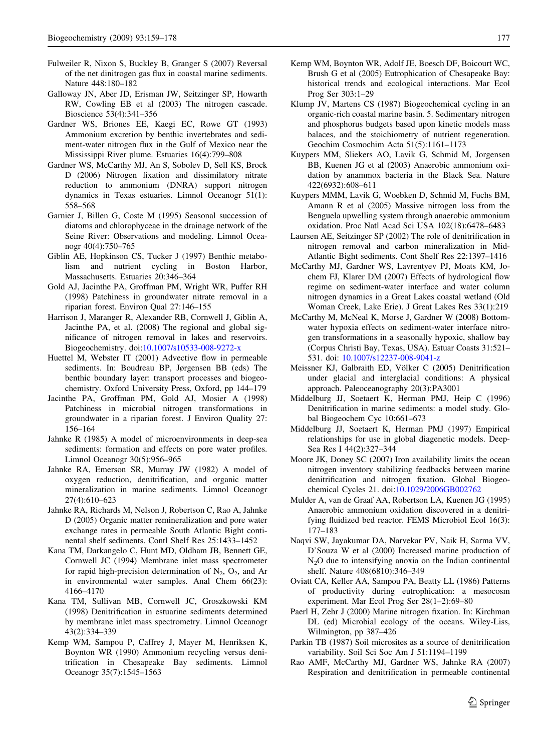Fulweiler R, Nixon S, Buckley B, Granger S (2007) Reversal of the net dinitrogen gas flux in coastal marine sediments. Nature 448:180–182

Galloway JN, Aber JD, Erisman JW, Seitzinger SP, Howarth RW, Cowling EB et al (2003) The nitrogen cascade. Bioscience 53(4):341–356

Gardner WS, Briones EE, Kaegi EC, Rowe GT (1993) Ammonium excretion by benthic invertebrates and sediment-water nitrogen flux in the Gulf of Mexico near the Mississippi River plume. Estuaries 16(4):799–808

Gardner WS, McCarthy MJ, An S, Sobolev D, Sell KS, Brock D (2006) Nitrogen fixation and dissimilatory nitrate reduction to ammonium (DNRA) support nitrogen dynamics in Texas estuaries. Limnol Oceanogr 51(1): 558–568

Garnier J, Billen G, Coste M (1995) Seasonal succession of diatoms and chlorophyceae in the drainage network of the Seine River: Observations and modeling. Limnol Oceanogr 40(4):750–765

Giblin AE, Hopkinson CS, Tucker J (1997) Benthic metabolism and nutrient cycling in Boston Harbor, Massachusetts. Estuaries 20:346–364

Gold AJ, Jacinthe PA, Groffman PM, Wright WR, Puffer RH (1998) Patchiness in groundwater nitrate removal in a riparian forest. Environ Qual 27:146–155

Harrison J, Maranger R, Alexander RB, Cornwell J, Giblin A, Jacinthe PA, et al. (2008) The regional and global significance of nitrogen removal in lakes and reservoirs. Biogeochemistry. doi:10.1007/s10533-008-9272-x

Huettel M, Webster IT (2001) Advective flow in permeable sediments. In: Boudreau BP, Jørgensen BB (eds) The benthic boundary layer: transport processes and biogeochemistry. Oxford University Press, Oxford, pp 144–179

Jacinthe PA, Groffman PM, Gold AJ, Mosier A (1998) Patchiness in microbial nitrogen transformations in groundwater in a riparian forest. J Environ Quality 27: 156–164

Jahnke R (1985) A model of microenvironments in deep-sea sediments: formation and effects on pore water profiles. Limnol Oceanogr 30(5):956–965

Jahnke RA, Emerson SR, Murray JW (1982) A model of oxygen reduction, denitrification, and organic matter mineralization in marine sediments. Limnol Oceanogr 27(4):610–623

Jahnke RA, Richards M, Nelson J, Robertson C, Rao A, Jahnke D (2005) Organic matter remineralization and pore water exchange rates in permeable South Atlantic Bight continental shelf sediments. Contl Shelf Res 25:1433–1452

Kana TM, Darkangelo C, Hunt MD, Oldham JB, Bennett GE, Cornwell JC (1994) Membrane inlet mass spectrometer for rapid high-precision determination of $N_2$, $O_2$, and Ar in environmental water samples. Anal Chem 66(23): 4166–4170

Kana TM, Sullivan MB, Cornwell JC, Groszkowski KM (1998) Denitrification in estuarine sediments determined by membrane inlet mass spectrometry. Limnol Oceanogr 43(2):334–339

Kemp WM, Sampou P, Caffrey J, Mayer M, Henriksen K, Boynton WR (1990) Ammonium recycling versus denitrification in Chesapeake Bay sediments. Limnol Oceanogr 35(7):1545–1563

Kemp WM, Boynton WR, Adolf JE, Boesch DF, Boicourt WC, Brush G et al (2005) Eutrophication of Chesapeake Bay: historical trends and ecological interactions. Mar Ecol Prog Ser 303:1–29

Klump JV, Martens CS (1987) Biogeochemical cycling in an organic-rich coastal marine basin. 5. Sedimentary nitrogen and phosphorus budgets based upon kinetic models mass balaces, and the stoichiometry of nutrient regeneration. Geochim Cosmochim Acta 51(5):1161–1173

Kuypers MM, Sliekers AO, Lavik G, Schmid M, Jorgensen BB, Kuenen JG et al (2003) Anaerobic ammonium oxidation by anammox bacteria in the Black Sea. Nature 422(6932):608–611

Kuypers MMM, Lavik G, Woebken D, Schmid M, Fuchs BM, Amann R et al (2005) Massive nitrogen loss from the Benguela upwelling system through anaerobic ammonium oxidation. Proc Natl Acad Sci USA 102(18):6478–6483

Laursen AE, Seitzinger SP (2002) The role of denitrification in nitrogen removal and carbon mineralization in Mid-Atlantic Bight sediments. Cont Shelf Res 22:1397–1416

McCarthy MJ, Gardner WS, Lavrentyev PJ, Moats KM, Jochem FJ, Klarer DM (2007) Effects of hydrological flow regime on sediment-water interface and water column nitrogen dynamics in a Great Lakes coastal wetland (Old Woman Creek, Lake Erie). J Great Lakes Res 33(1):219

McCarthy M, McNeal K, Morse J, Gardner W (2008) Bottom-water hypoxia effects on sediment-water interface nitrogen transformations in a seasonally hypoxic, shallow bay (Corpus Christi Bay, Texas, USA). Estuar Coasts 31:521–531. doi: 10.1007/s12237-008-9041-z

Meissner KJ, Galbraith ED, Völker C (2005) Denitrification under glacial and interglacial conditions: A physical approach. Paleoceanography 20(3):PA3001

Middelburg JJ, Soetaert K, Herman PMJ, Heip C (1996) Denitrification in marine sediments: a model study. Global Biogeochem Cyc 10:661–673

Middelburg JJ, Soetaert K, Herman PMJ (1997) Empirical relationships for use in global diagenetic models. Deep-Sea Res I 44(2):327–344

Moore JK, Doney SC (2007) Iron availability limits the ocean nitrogen inventory stabilizing feedbacks between marine denitrification and nitrogen fixation. Global Biogeochemical Cycles 21. doi:10.1029/2006GB002762

Mulder A, van de Graaf AA, Robertson LA, Kuenen JG (1995) Anaerobic ammonium oxidation discovered in a denitrifying fluidized bed reactor. FEMS Microbiol Ecol 16(3): 177–183

Naqvi SW, Jayakumar DA, Narvekar PV, Naik H, Sarma VV, D'Souza W et al (2000) Increased marine production of $N_2O$ due to intensifying anoxia on the Indian continental shelf. Nature 408(6810):346–349

Oviatt CA, Keller AA, Sampou PA, Beatty LL (1986) Patterns of productivity during eutrophication: a mesocosm experiment. Mar Ecol Prog Ser 28(1–2):69–80

Paerl H, Zehr J (2000) Marine nitrogen fixation. In: Kirchman DL (ed) Microbial ecology of the oceans. Wiley-Liss, Wilmington, pp 387–426

Parkin TB (1987) Soil microsites as a source of denitrification variability. Soil Sci Soc Am J 51:1194–1199

Rao AMF, McCarthy MJ, Gardner WS, Jahnke RA (2007) Respiration and denitrification in permeable continental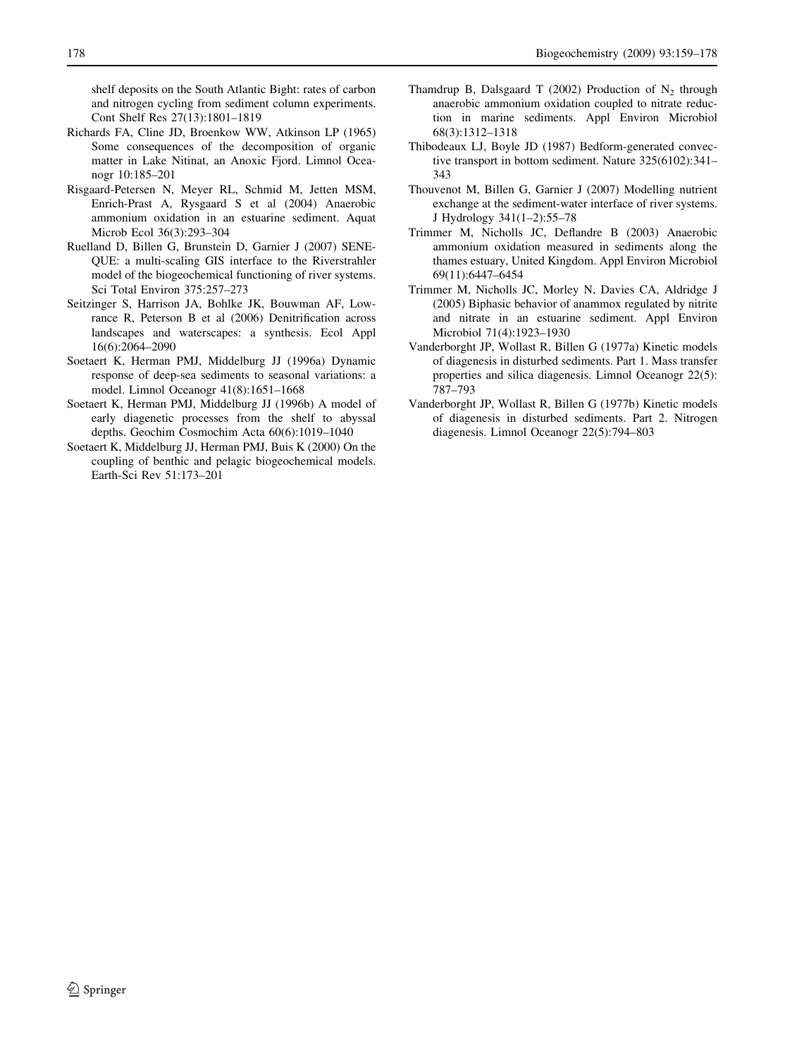shelf deposits on the South Atlantic Bight: rates of carbon and nitrogen cycling from sediment column experiments. Cont Shelf Res 27(13):1801–1819

Richards FA, Cline JD, Broenkow WW, Atkinson LP (1965) Some consequences of the decomposition of organic matter in Lake Nitinat, an Anoxic Fjord. Limnol Oceanogr 10:185–201

Risgaard-Petersen N, Meyer RL, Schmid M, Jetten MSM, Enrich-Prast A, Rysgaard S et al (2004) Anaerobic ammonium oxidation in an estuarine sediment. Aquat Microb Ecol 36(3):293–304

Ruelland D, Billen G, Brunstein D, Garnier J (2007) SENEQUE: a multi-scaling GIS interface to the Riverstrahler model of the biogeochemical functioning of river systems. Sci Total Environ 375:257–273

Seitzinger S, Harrison JA, Bohlke JK, Bouwman AF, Lowrance R, Peterson B et al (2006) Denitrification across landscapes and waterscapes: a synthesis. Ecol Appl 16(6):2064–2090

Soetaert K, Herman PMJ, Middelburg JJ (1996a) Dynamic response of deep-sea sediments to seasonal variations: a model. Limnol Oceanogr 41(8):1651–1668

Soetaert K, Herman PMJ, Middelburg JJ (1996b) A model of early diagenetic processes from the shelf to abyssal depths. Geochim Cosmochim Acta 60(6):1019–1040

Soetaert K, Middelburg JJ, Herman PMJ, Buis K (2000) On the coupling of benthic and pelagic biogeochemical models. Earth-Sci Rev 51:173–201

Thamdrup B, Dalsgaard T (2002) Production of $N_2$ through anaerobic ammonium oxidation coupled to nitrate reduction in marine sediments. Appl Environ Microbiol 68(3):1312–1318

Thibodeaux LJ, Boyle JD (1987) Bedform-generated convective transport in bottom sediment. Nature 325(6102):341–343

Thouvenot M, Billen G, Garnier J (2007) Modelling nutrient exchange at the sediment-water interface of river systems. J Hydrology 341(1–2):55–78

Trimmer M, Nicholls JC, Deflandre B (2003) Anaerobic ammonium oxidation measured in sediments along the thames estuary, United Kingdom. Appl Environ Microbiol 69(11):6447–6454

Trimmer M, Nicholls JC, Morley N, Davies CA, Aldridge J (2005) Biphasic behavior of anammox regulated by nitrite and nitrate in an estuarine sediment. Appl Environ Microbiol 71(4):1923–1930

Vanderborght JP, Wollast R, Billen G (1977a) Kinetic models of diagenesis in disturbed sediments. Part 1. Mass transfer properties and silica diagenesis. Limnol Oceanogr 22(5): 787–793

Vanderborght JP, Wollast R, Billen G (1977b) Kinetic models of diagenesis in disturbed sediments. Part 2. Nitrogen diagenesis. Limnol Oceanogr 22(5):794–803